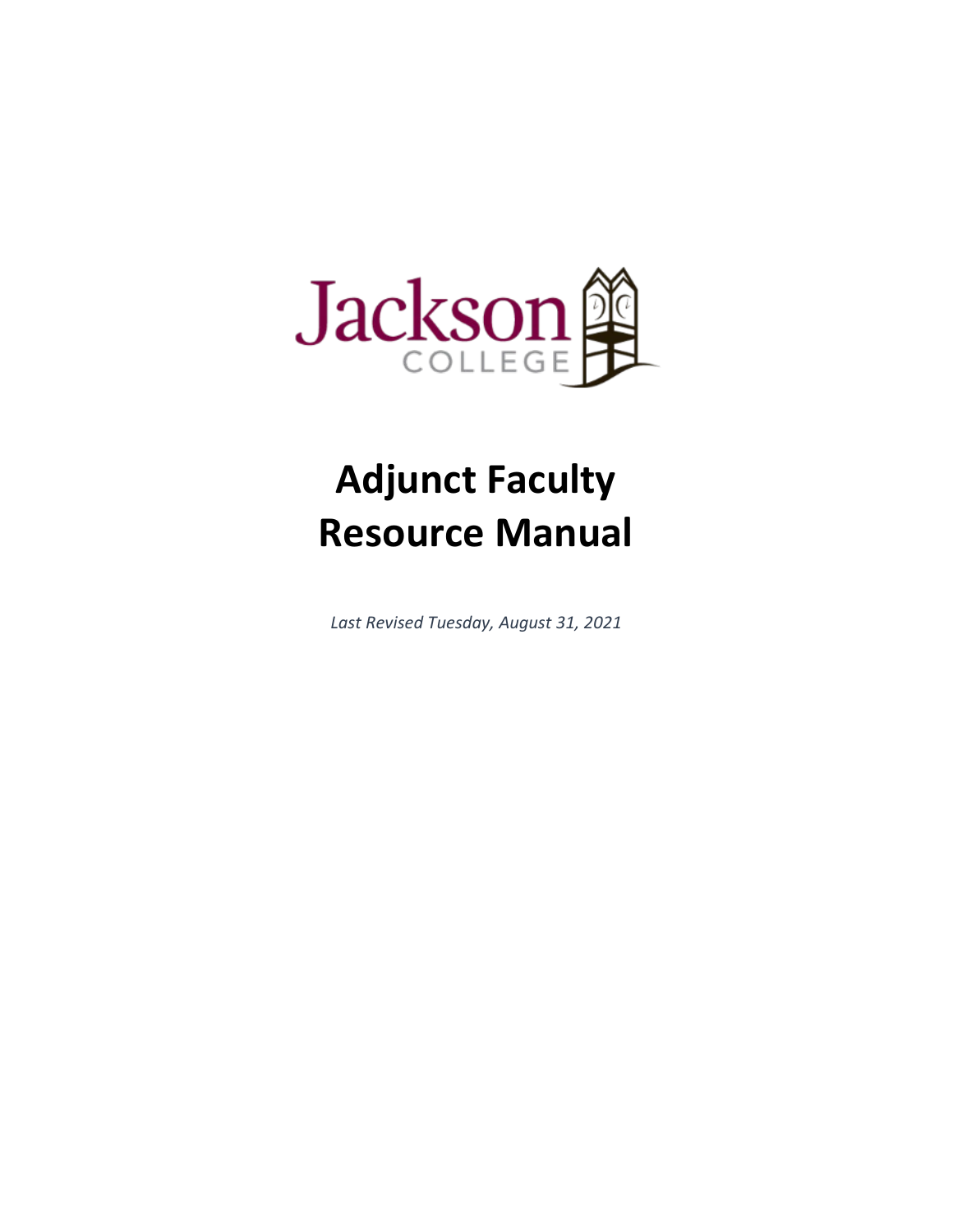Jackson COLLEGE

# Adjunct Faculty Resource Manual

*Last Revised Tuesday, August 31, 2021*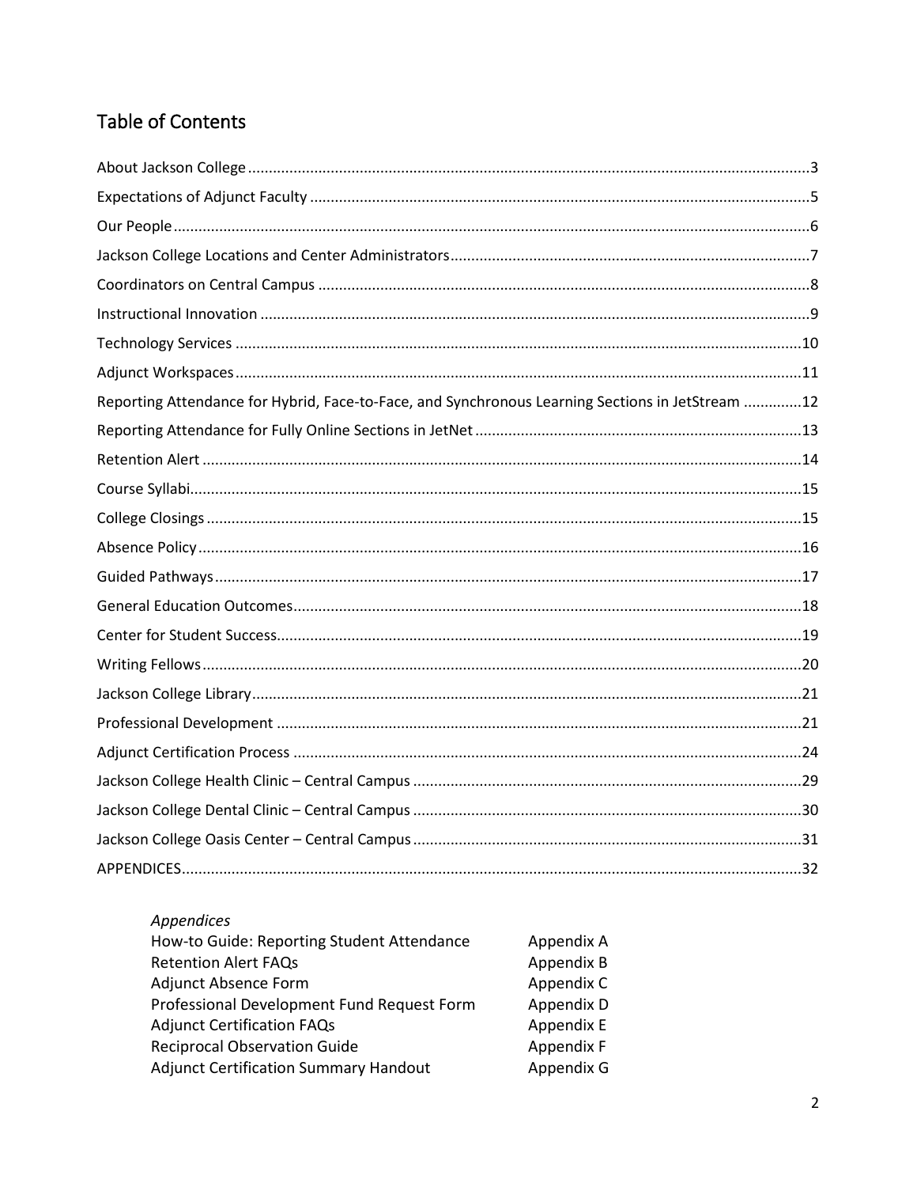## Table of Contents

| Section | Page |
|---|---|
| About Jackson College | 3 |
| Expectations of Adjunct Faculty | 5 |
| Our People | 6 |
| Jackson College Locations and Center Administrators | 7 |
| Coordinators on Central Campus | 8 |
| Instructional Innovation | 9 |
| Technology Services | 10 |
| Adjunct Workspaces | 11 |
| Reporting Attendance for Hybrid, Face-to-Face, and Synchronous Learning Sections in JetStream | 12 |
| Reporting Attendance for Fully Online Sections in JetNet | 13 |
| Retention Alert | 14 |
| Course Syllabi | 15 |
| College Closings | 15 |
| Absence Policy | 16 |
| Guided Pathways | 17 |
| General Education Outcomes | 18 |
| Center for Student Success | 19 |
| Writing Fellows | 20 |
| Jackson College Library | 21 |
| Professional Development | 21 |
| Adjunct Certification Process | 24 |
| Jackson College Health Clinic – Central Campus | 29 |
| Jackson College Dental Clinic – Central Campus | 30 |
| Jackson College Oasis Center – Central Campus | 31 |
| APPENDICES | 32 |

*Appendices*

| Title | Appendix |
|---|---|
| How-to Guide: Reporting Student Attendance | Appendix A |
| Retention Alert FAQs | Appendix B |
| Adjunct Absence Form | Appendix C |
| Professional Development Fund Request Form | Appendix D |
| Adjunct Certification FAQs | Appendix E |
| Reciprocal Observation Guide | Appendix F |
| Adjunct Certification Summary Handout | Appendix G |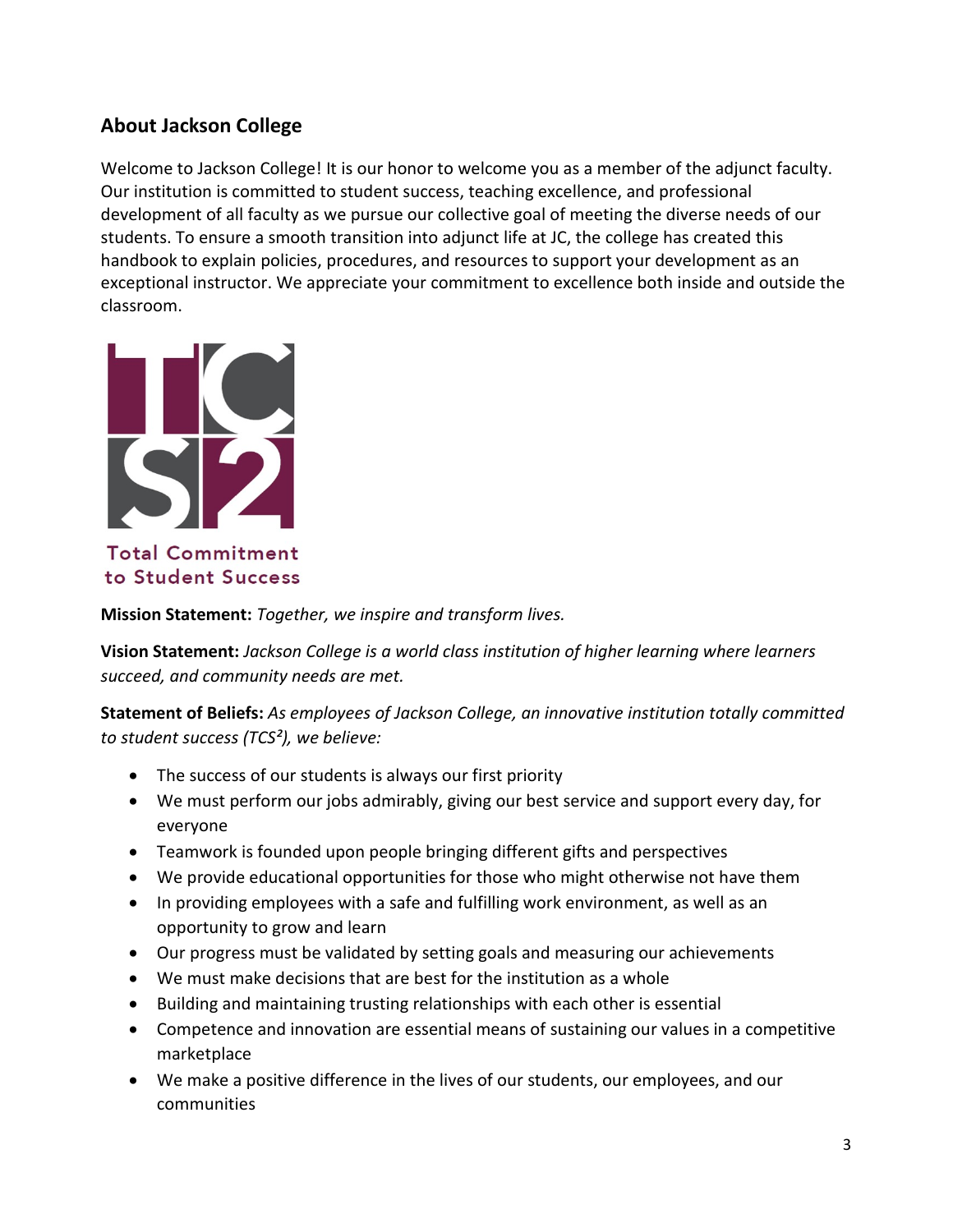## About Jackson College

Welcome to Jackson College! It is our honor to welcome you as a member of the adjunct faculty. Our institution is committed to student success, teaching excellence, and professional development of all faculty as we pursue our collective goal of meeting the diverse needs of our students. To ensure a smooth transition into adjunct life at JC, the college has created this handbook to explain policies, procedures, and resources to support your development as an exceptional instructor. We appreciate your commitment to excellence both inside and outside the classroom.

Total Commitment to Student Success

**Mission Statement:** *Together, we inspire and transform lives.*

**Vision Statement:** *Jackson College is a world class institution of higher learning where learners succeed, and community needs are met.*

**Statement of Beliefs:** *As employees of Jackson College, an innovative institution totally committed to student success (TCS²), we believe:*

- The success of our students is always our first priority
- We must perform our jobs admirably, giving our best service and support every day, for everyone
- Teamwork is founded upon people bringing different gifts and perspectives
- We provide educational opportunities for those who might otherwise not have them
- In providing employees with a safe and fulfilling work environment, as well as an opportunity to grow and learn
- Our progress must be validated by setting goals and measuring our achievements
- We must make decisions that are best for the institution as a whole
- Building and maintaining trusting relationships with each other is essential
- Competence and innovation are essential means of sustaining our values in a competitive marketplace
- We make a positive difference in the lives of our students, our employees, and our communities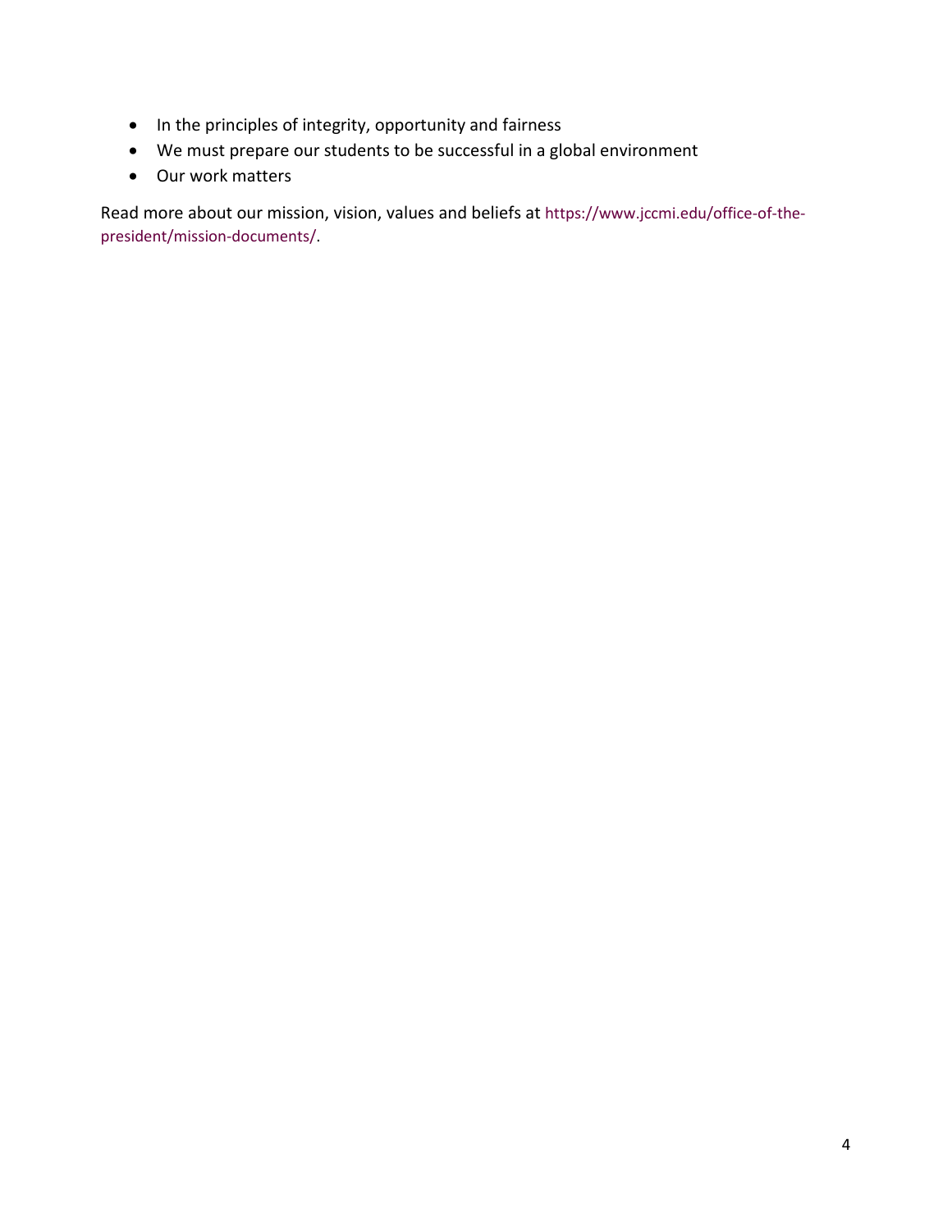- In the principles of integrity, opportunity and fairness
- We must prepare our students to be successful in a global environment
- Our work matters

Read more about our mission, vision, values and beliefs at https://www.jccmi.edu/office-of-the-president/mission-documents/.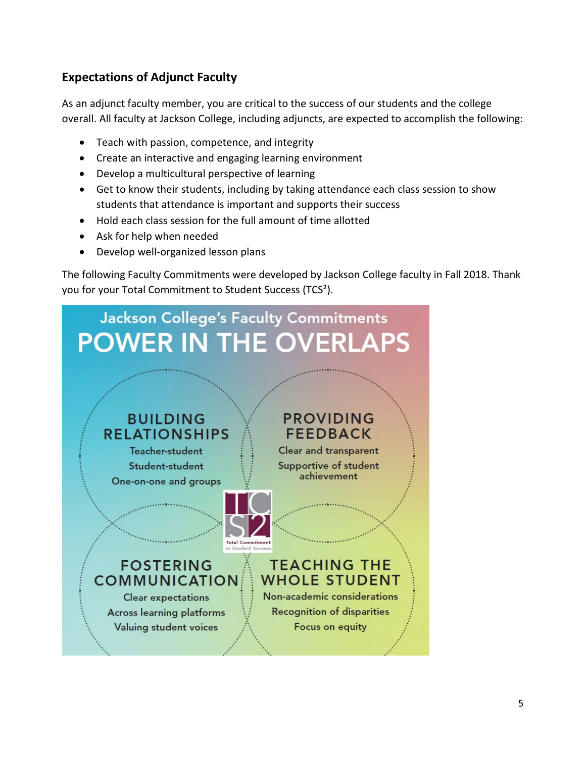## Expectations of Adjunct Faculty

As an adjunct faculty member, you are critical to the success of our students and the college overall. All faculty at Jackson College, including adjuncts, are expected to accomplish the following:

- Teach with passion, competence, and integrity
- Create an interactive and engaging learning environment
- Develop a multicultural perspective of learning
- Get to know their students, including by taking attendance each class session to show students that attendance is important and supports their success
- Hold each class session for the full amount of time allotted
- Ask for help when needed
- Develop well-organized lesson plans

The following Faculty Commitments were developed by Jackson College faculty in Fall 2018. Thank you for your Total Commitment to Student Success (TCS²).

Jackson College's Faculty Commitments

**POWER IN THE OVERLAPS**

**BUILDING RELATIONSHIPS**
Teacher-student
Student-student
One-on-one and groups

**PROVIDING FEEDBACK**
Clear and transparent
Supportive of student achievement

TCS2
Total Commitment to Student Success

**FOSTERING COMMUNICATION**
Clear expectations
Across learning platforms
Valuing student voices

**TEACHING THE WHOLE STUDENT**
Non-academic considerations
Recognition of disparities
Focus on equity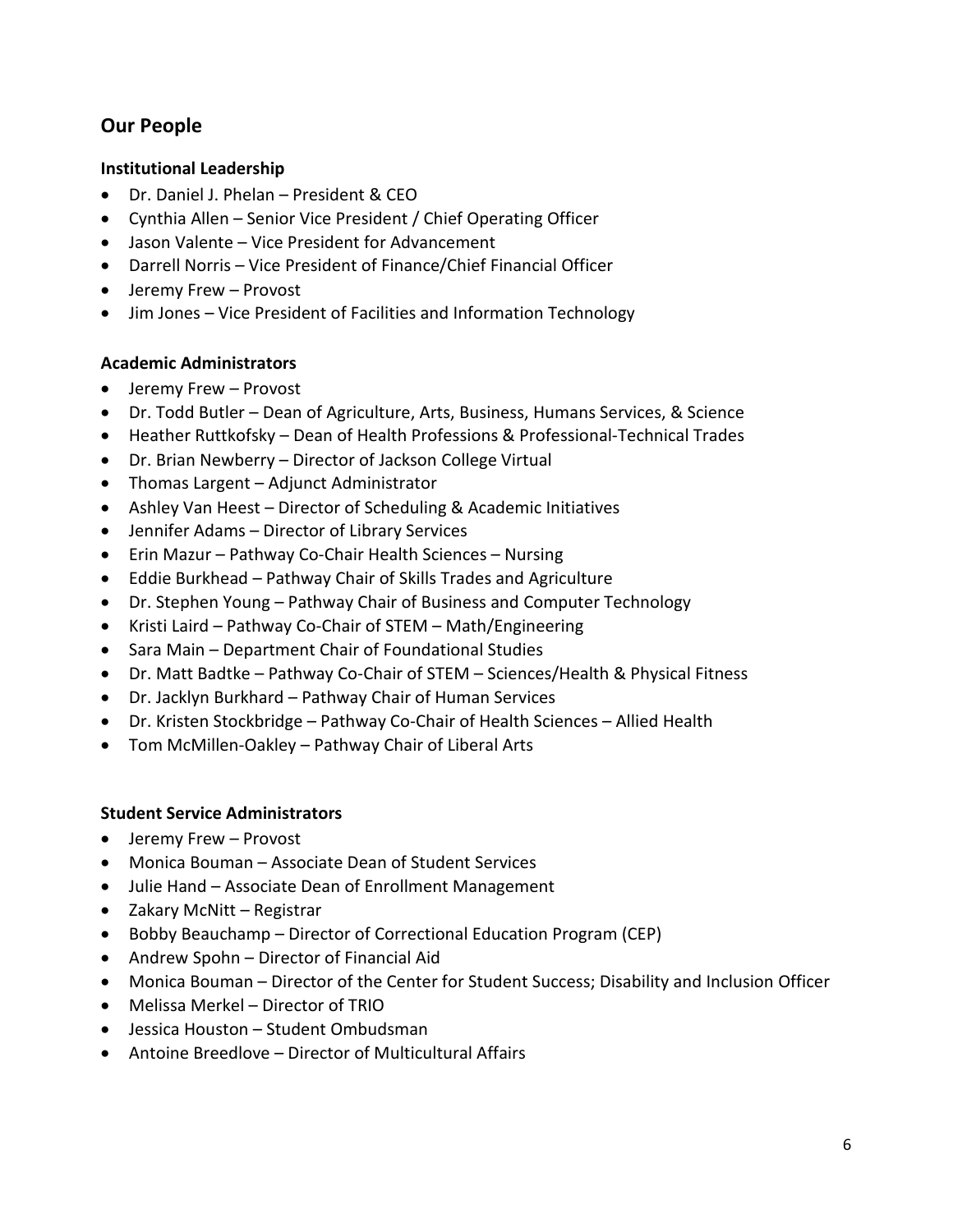## Our People

### Institutional Leadership

- Dr. Daniel J. Phelan – President & CEO
- Cynthia Allen – Senior Vice President / Chief Operating Officer
- Jason Valente – Vice President for Advancement
- Darrell Norris – Vice President of Finance/Chief Financial Officer
- Jeremy Frew – Provost
- Jim Jones – Vice President of Facilities and Information Technology

### Academic Administrators

- Jeremy Frew – Provost
- Dr. Todd Butler – Dean of Agriculture, Arts, Business, Humans Services, & Science
- Heather Ruttkofsky – Dean of Health Professions & Professional-Technical Trades
- Dr. Brian Newberry – Director of Jackson College Virtual
- Thomas Largent – Adjunct Administrator
- Ashley Van Heest – Director of Scheduling & Academic Initiatives
- Jennifer Adams – Director of Library Services
- Erin Mazur – Pathway Co-Chair Health Sciences – Nursing
- Eddie Burkhead – Pathway Chair of Skills Trades and Agriculture
- Dr. Stephen Young – Pathway Chair of Business and Computer Technology
- Kristi Laird – Pathway Co-Chair of STEM – Math/Engineering
- Sara Main – Department Chair of Foundational Studies
- Dr. Matt Badtke – Pathway Co-Chair of STEM – Sciences/Health & Physical Fitness
- Dr. Jacklyn Burkhard – Pathway Chair of Human Services
- Dr. Kristen Stockbridge – Pathway Co-Chair of Health Sciences – Allied Health
- Tom McMillen-Oakley – Pathway Chair of Liberal Arts

### Student Service Administrators

- Jeremy Frew – Provost
- Monica Bouman – Associate Dean of Student Services
- Julie Hand – Associate Dean of Enrollment Management
- Zakary McNitt – Registrar
- Bobby Beauchamp – Director of Correctional Education Program (CEP)
- Andrew Spohn – Director of Financial Aid
- Monica Bouman – Director of the Center for Student Success; Disability and Inclusion Officer
- Melissa Merkel – Director of TRIO
- Jessica Houston – Student Ombudsman
- Antoine Breedlove – Director of Multicultural Affairs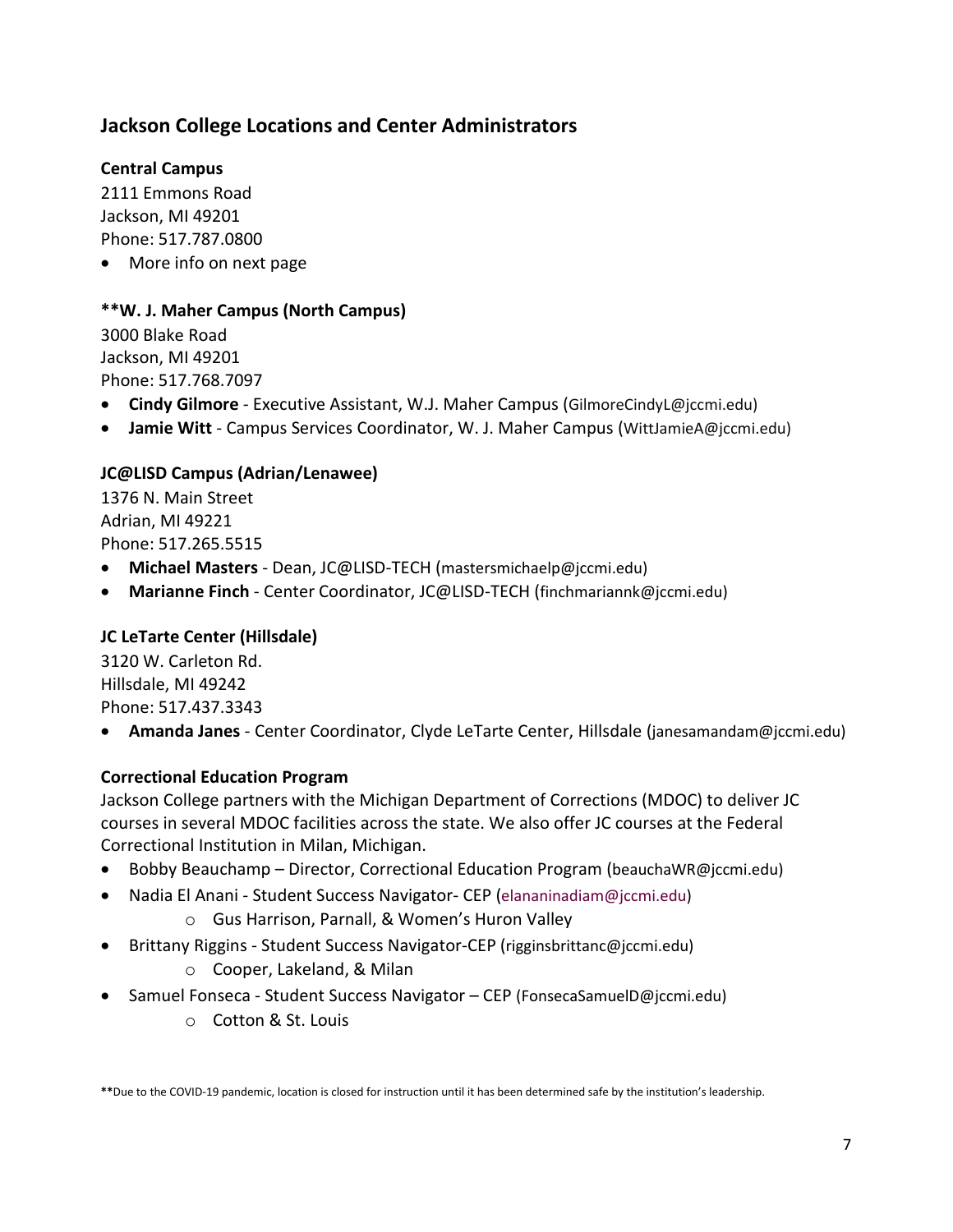## Jackson College Locations and Center Administrators

**Central Campus**

2111 Emmons Road
Jackson, MI 49201
Phone: 517.787.0800

- More info on next page

**\*\*W. J. Maher Campus (North Campus)**

3000 Blake Road
Jackson, MI 49201
Phone: 517.768.7097

- **Cindy Gilmore** - Executive Assistant, W.J. Maher Campus (GilmoreCindyL@jccmi.edu)
- **Jamie Witt** - Campus Services Coordinator, W. J. Maher Campus (WittJamieA@jccmi.edu)

**JC@LISD Campus (Adrian/Lenawee)**

1376 N. Main Street
Adrian, MI 49221
Phone: 517.265.5515

- **Michael Masters** - Dean, JC@LISD-TECH (mastersmichaelp@jccmi.edu)
- **Marianne Finch** - Center Coordinator, JC@LISD-TECH (finchmariannk@jccmi.edu)

**JC LeTarte Center (Hillsdale)**

3120 W. Carleton Rd.
Hillsdale, MI 49242
Phone: 517.437.3343

- **Amanda Janes** - Center Coordinator, Clyde LeTarte Center, Hillsdale (janesamandam@jccmi.edu)

**Correctional Education Program**

Jackson College partners with the Michigan Department of Corrections (MDOC) to deliver JC courses in several MDOC facilities across the state. We also offer JC courses at the Federal Correctional Institution in Milan, Michigan.

- Bobby Beauchamp – Director, Correctional Education Program (beauchaWR@jccmi.edu)
- Nadia El Anani - Student Success Navigator- CEP (elananinadiam@jccmi.edu)
  - Gus Harrison, Parnall, & Women's Huron Valley
- Brittany Riggins - Student Success Navigator-CEP (rigginsbrittanc@jccmi.edu)
  - Cooper, Lakeland, & Milan
- Samuel Fonseca - Student Success Navigator – CEP (FonsecaSamuelD@jccmi.edu)
  - Cotton & St. Louis

**\*\***Due to the COVID-19 pandemic, location is closed for instruction until it has been determined safe by the institution's leadership.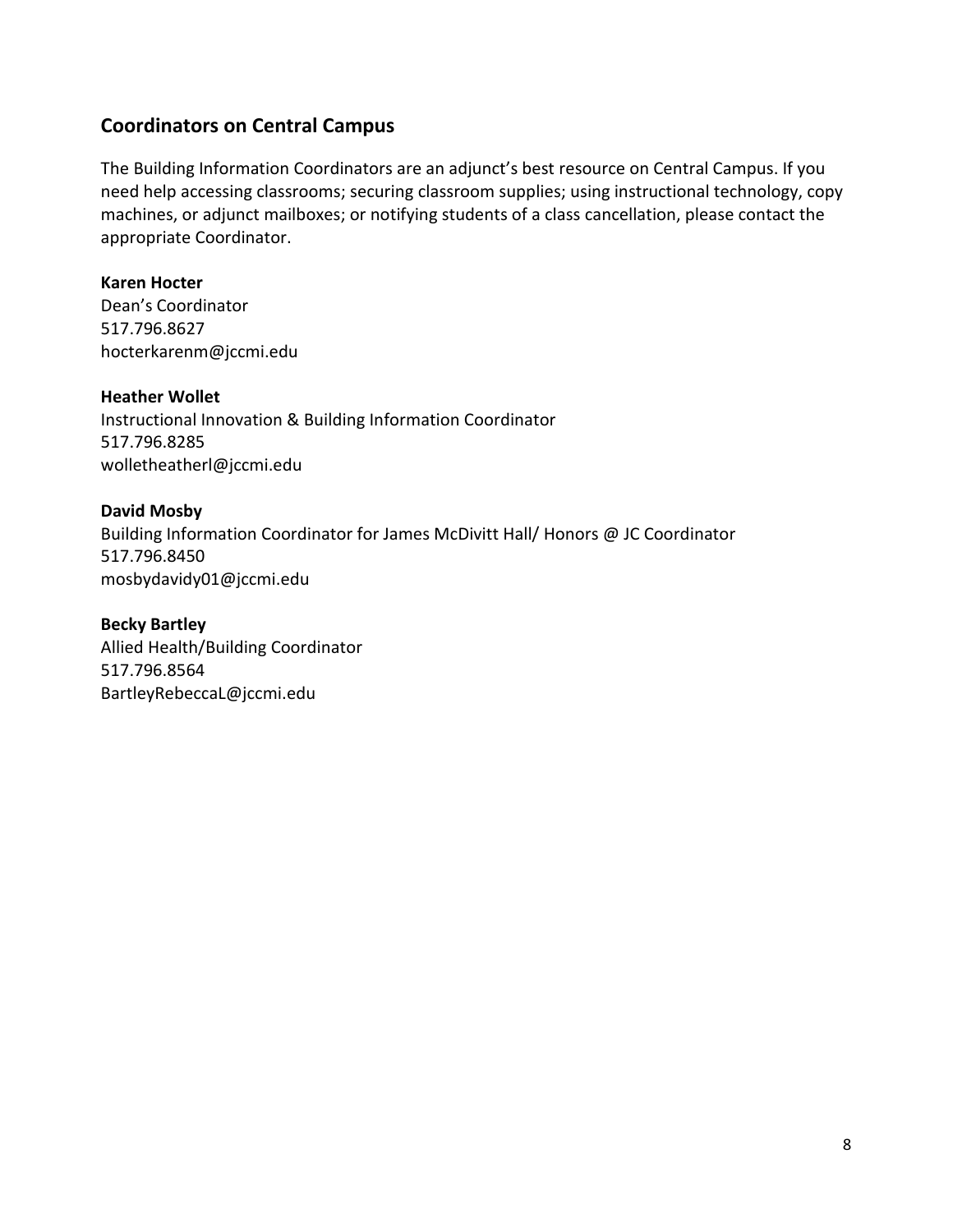## Coordinators on Central Campus

The Building Information Coordinators are an adjunct's best resource on Central Campus. If you need help accessing classrooms; securing classroom supplies; using instructional technology, copy machines, or adjunct mailboxes; or notifying students of a class cancellation, please contact the appropriate Coordinator.

**Karen Hocter**
Dean's Coordinator
517.796.8627
hocterkarenm@jccmi.edu

**Heather Wollet**
Instructional Innovation & Building Information Coordinator
517.796.8285
wolletheatherl@jccmi.edu

**David Mosby**
Building Information Coordinator for James McDivitt Hall/ Honors @ JC Coordinator
517.796.8450
mosbydavidy01@jccmi.edu

**Becky Bartley**
Allied Health/Building Coordinator
517.796.8564
BartleyRebeccaL@jccmi.edu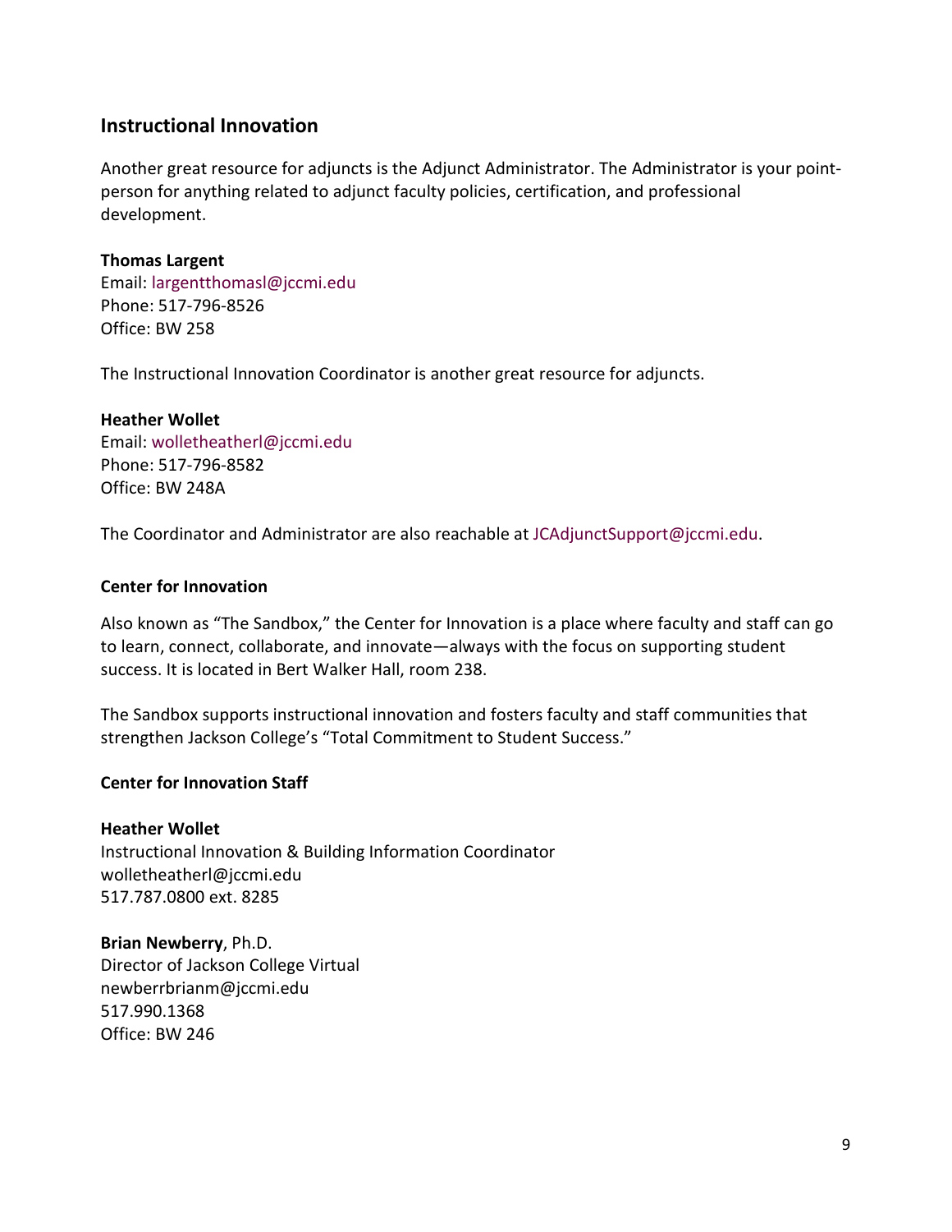## Instructional Innovation

Another great resource for adjuncts is the Adjunct Administrator. The Administrator is your point-person for anything related to adjunct faculty policies, certification, and professional development.

**Thomas Largent**
Email: largentthomasl@jccmi.edu
Phone: 517-796-8526
Office: BW 258

The Instructional Innovation Coordinator is another great resource for adjuncts.

**Heather Wollet**
Email: wolletheatherl@jccmi.edu
Phone: 517-796-8582
Office: BW 248A

The Coordinator and Administrator are also reachable at JCAdjunctSupport@jccmi.edu.

### Center for Innovation

Also known as "The Sandbox," the Center for Innovation is a place where faculty and staff can go to learn, connect, collaborate, and innovate—always with the focus on supporting student success. It is located in Bert Walker Hall, room 238.

The Sandbox supports instructional innovation and fosters faculty and staff communities that strengthen Jackson College's "Total Commitment to Student Success."

### Center for Innovation Staff

**Heather Wollet**
Instructional Innovation & Building Information Coordinator
wolletheatherl@jccmi.edu
517.787.0800 ext. 8285

**Brian Newberry**, Ph.D.
Director of Jackson College Virtual
newberrbrianm@jccmi.edu
517.990.1368
Office: BW 246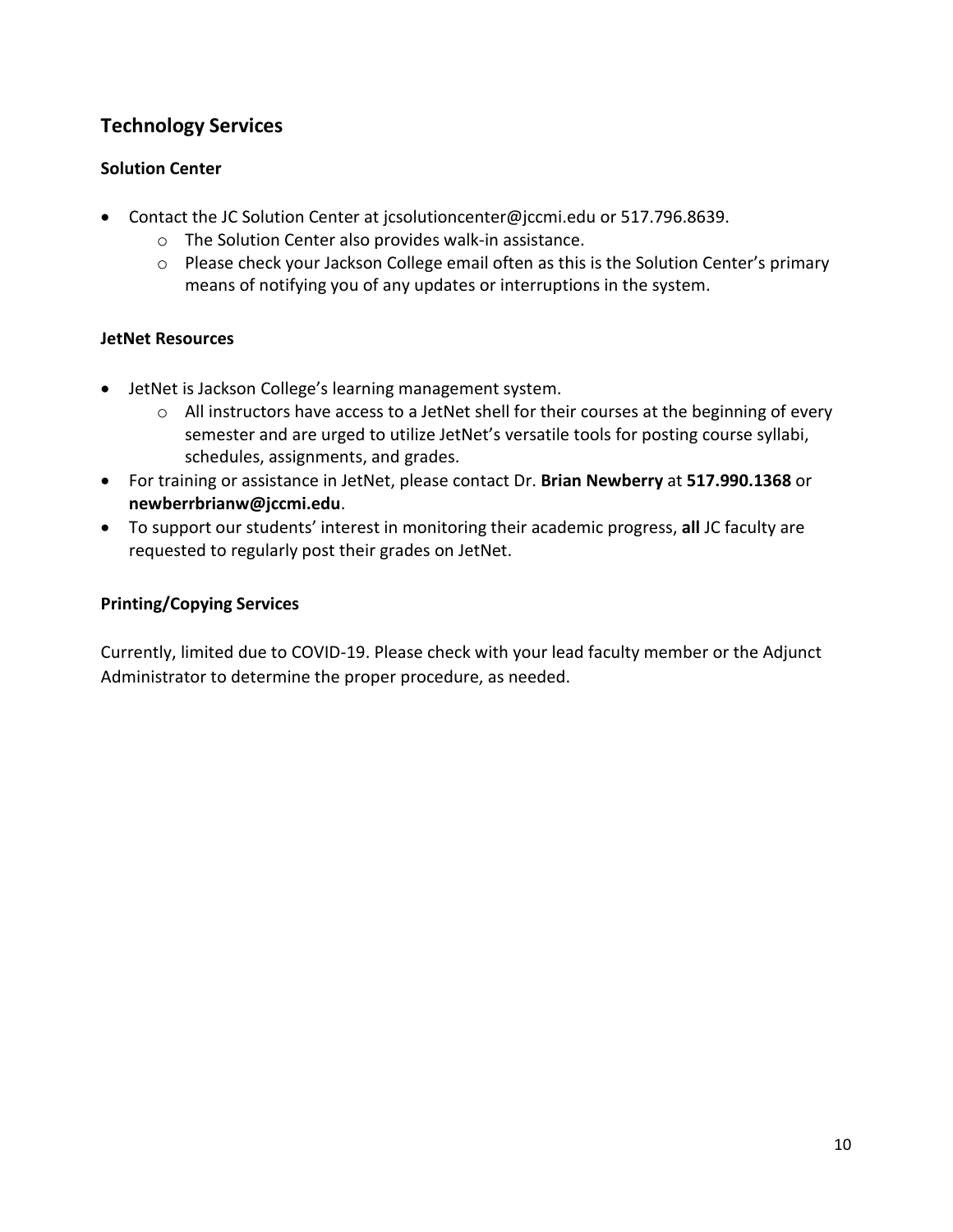## Technology Services

### Solution Center

- Contact the JC Solution Center at jcsolutioncenter@jccmi.edu or 517.796.8639.
  - The Solution Center also provides walk-in assistance.
  - Please check your Jackson College email often as this is the Solution Center's primary means of notifying you of any updates or interruptions in the system.

### JetNet Resources

- JetNet is Jackson College's learning management system.
  - All instructors have access to a JetNet shell for their courses at the beginning of every semester and are urged to utilize JetNet's versatile tools for posting course syllabi, schedules, assignments, and grades.
- For training or assistance in JetNet, please contact Dr. **Brian Newberry** at **517.990.1368** or **newberrbrianw@jccmi.edu**.
- To support our students' interest in monitoring their academic progress, **all** JC faculty are requested to regularly post their grades on JetNet.

### Printing/Copying Services

Currently, limited due to COVID-19. Please check with your lead faculty member or the Adjunct Administrator to determine the proper procedure, as needed.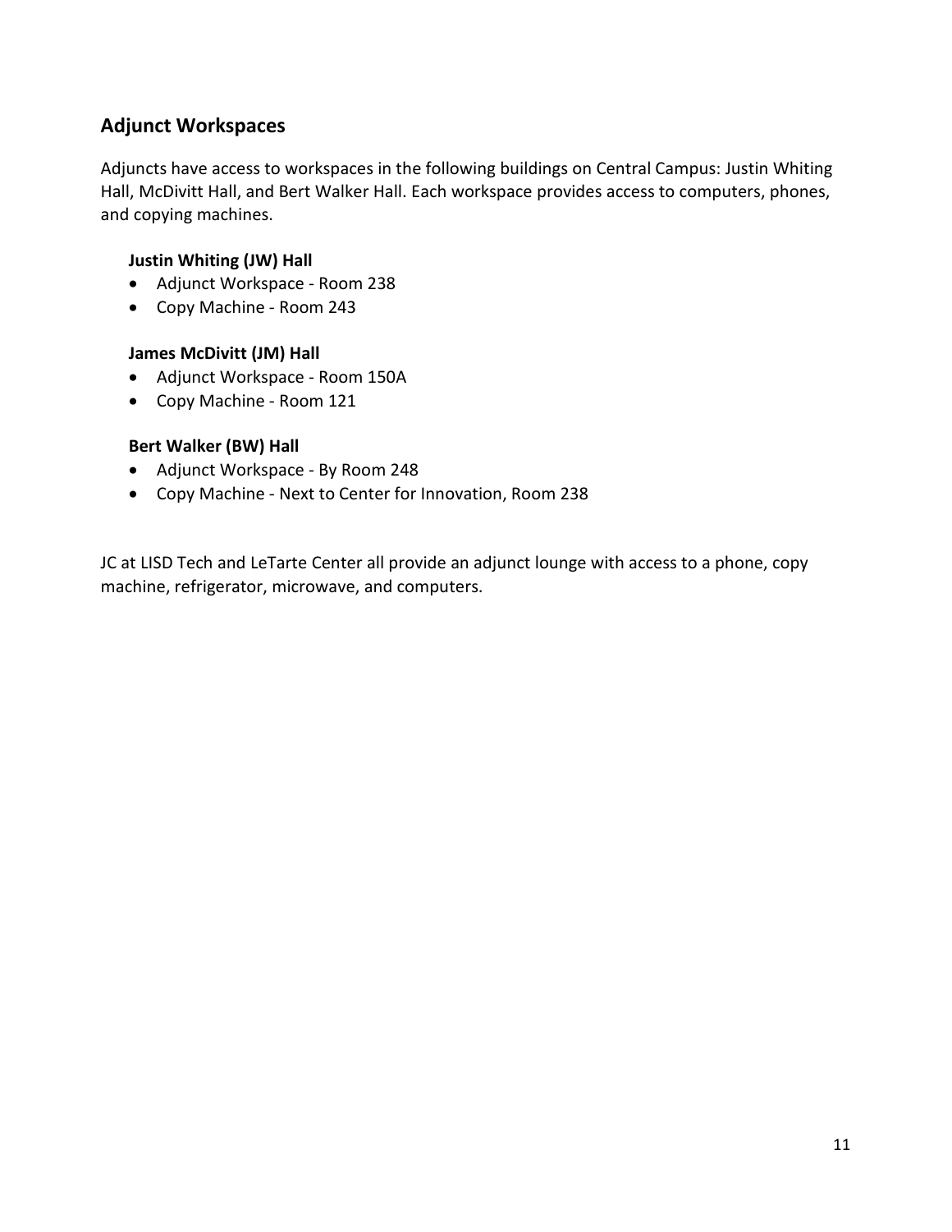## Adjunct Workspaces

Adjuncts have access to workspaces in the following buildings on Central Campus: Justin Whiting Hall, McDivitt Hall, and Bert Walker Hall. Each workspace provides access to computers, phones, and copying machines.

**Justin Whiting (JW) Hall**

- Adjunct Workspace - Room 238
- Copy Machine - Room 243

**James McDivitt (JM) Hall**

- Adjunct Workspace - Room 150A
- Copy Machine - Room 121

**Bert Walker (BW) Hall**

- Adjunct Workspace - By Room 248
- Copy Machine - Next to Center for Innovation, Room 238

JC at LISD Tech and LeTarte Center all provide an adjunct lounge with access to a phone, copy machine, refrigerator, microwave, and computers.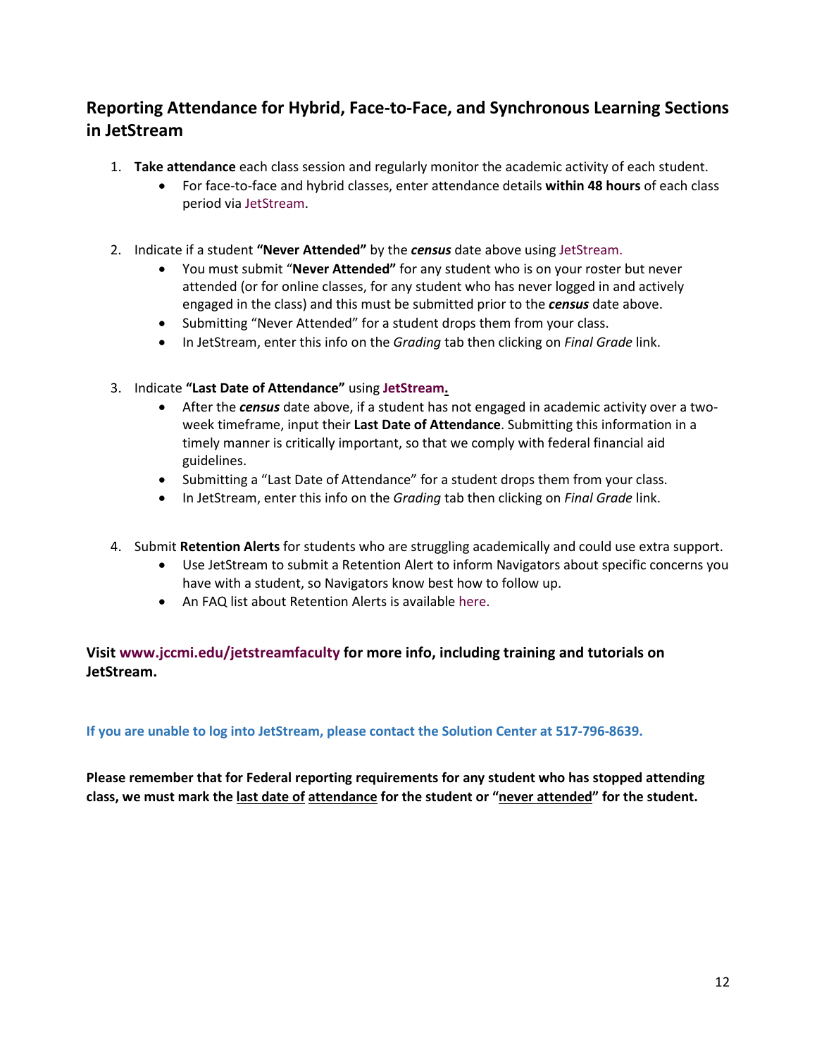## Reporting Attendance for Hybrid, Face-to-Face, and Synchronous Learning Sections in JetStream

1. **Take attendance** each class session and regularly monitor the academic activity of each student.
   - For face-to-face and hybrid classes, enter attendance details **within 48 hours** of each class period via JetStream.

2. Indicate if a student **"Never Attended"** by the ***census*** date above using JetStream.
   - You must submit "**Never Attended"** for any student who is on your roster but never attended (or for online classes, for any student who has never logged in and actively engaged in the class) and this must be submitted prior to the ***census*** date above.
   - Submitting "Never Attended" for a student drops them from your class.
   - In JetStream, enter this info on the *Grading* tab then clicking on *Final Grade* link.

3. Indicate **"Last Date of Attendance"** using **JetStream.**
   - After the ***census*** date above, if a student has not engaged in academic activity over a two-week timeframe, input their **Last Date of Attendance**. Submitting this information in a timely manner is critically important, so that we comply with federal financial aid guidelines.
   - Submitting a "Last Date of Attendance" for a student drops them from your class.
   - In JetStream, enter this info on the *Grading* tab then clicking on *Final Grade* link.

4. Submit **Retention Alerts** for students who are struggling academically and could use extra support.
   - Use JetStream to submit a Retention Alert to inform Navigators about specific concerns you have with a student, so Navigators know best how to follow up.
   - An FAQ list about Retention Alerts is available here.

**Visit www.jccmi.edu/jetstreamfaculty for more info, including training and tutorials on JetStream.**

**If you are unable to log into JetStream, please contact the Solution Center at 517-796-8639.**

**Please remember that for Federal reporting requirements for any student who has stopped attending class, we must mark the last date of attendance for the student or "never attended" for the student.**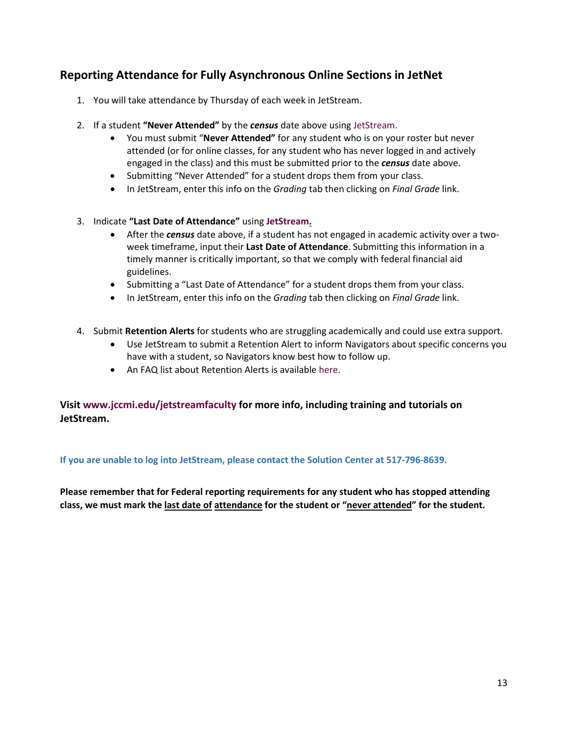## Reporting Attendance for Fully Asynchronous Online Sections in JetNet

1. You will take attendance by Thursday of each week in JetStream.

2. If a student **"Never Attended"** by the ***census*** date above using JetStream.
   - You must submit "**Never Attended"** for any student who is on your roster but never attended (or for online classes, for any student who has never logged in and actively engaged in the class) and this must be submitted prior to the ***census*** date above.
   - Submitting "Never Attended" for a student drops them from your class.
   - In JetStream, enter this info on the *Grading* tab then clicking on *Final Grade* link.

3. Indicate **"Last Date of Attendance"** using **JetStream.**
   - After the ***census*** date above, if a student has not engaged in academic activity over a two-week timeframe, input their **Last Date of Attendance**. Submitting this information in a timely manner is critically important, so that we comply with federal financial aid guidelines.
   - Submitting a "Last Date of Attendance" for a student drops them from your class.
   - In JetStream, enter this info on the *Grading* tab then clicking on *Final Grade* link.

4. Submit **Retention Alerts** for students who are struggling academically and could use extra support.
   - Use JetStream to submit a Retention Alert to inform Navigators about specific concerns you have with a student, so Navigators know best how to follow up.
   - An FAQ list about Retention Alerts is available here.

**Visit www.jccmi.edu/jetstreamfaculty for more info, including training and tutorials on JetStream.**

**If you are unable to log into JetStream, please contact the Solution Center at 517-796-8639.**

**Please remember that for Federal reporting requirements for any student who has stopped attending class, we must mark the last date of attendance for the student or "never attended" for the student.**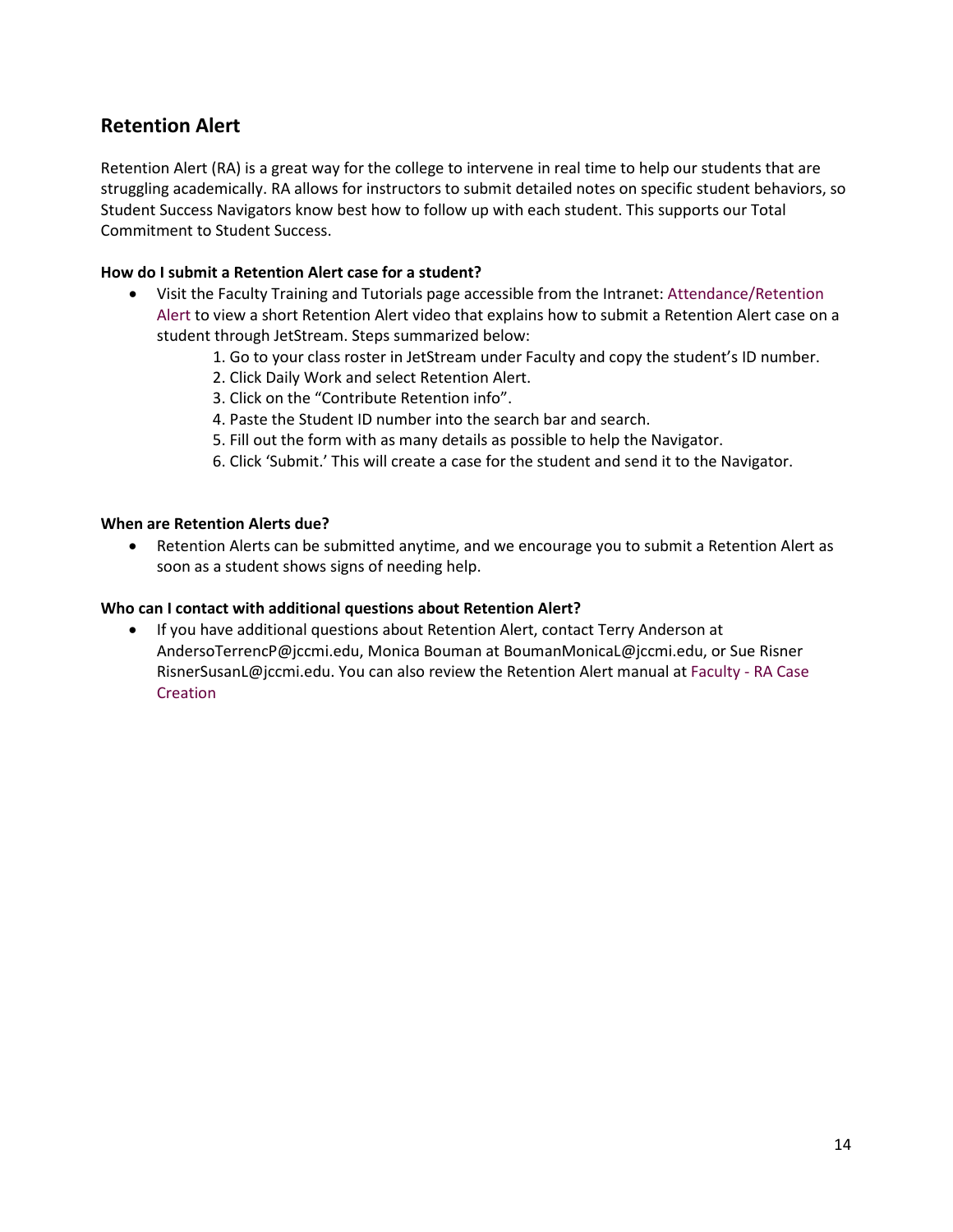## Retention Alert

Retention Alert (RA) is a great way for the college to intervene in real time to help our students that are struggling academically. RA allows for instructors to submit detailed notes on specific student behaviors, so Student Success Navigators know best how to follow up with each student. This supports our Total Commitment to Student Success.

**How do I submit a Retention Alert case for a student?**

- Visit the Faculty Training and Tutorials page accessible from the Intranet: Attendance/Retention Alert to view a short Retention Alert video that explains how to submit a Retention Alert case on a student through JetStream. Steps summarized below:
    1. Go to your class roster in JetStream under Faculty and copy the student's ID number.
    2. Click Daily Work and select Retention Alert.
    3. Click on the "Contribute Retention info".
    4. Paste the Student ID number into the search bar and search.
    5. Fill out the form with as many details as possible to help the Navigator.
    6. Click 'Submit.' This will create a case for the student and send it to the Navigator.

**When are Retention Alerts due?**

- Retention Alerts can be submitted anytime, and we encourage you to submit a Retention Alert as soon as a student shows signs of needing help.

**Who can I contact with additional questions about Retention Alert?**

- If you have additional questions about Retention Alert, contact Terry Anderson at AndersoTerrencP@jccmi.edu, Monica Bouman at BoumanMonicaL@jccmi.edu, or Sue Risner RisnerSusanL@jccmi.edu. You can also review the Retention Alert manual at Faculty - RA Case Creation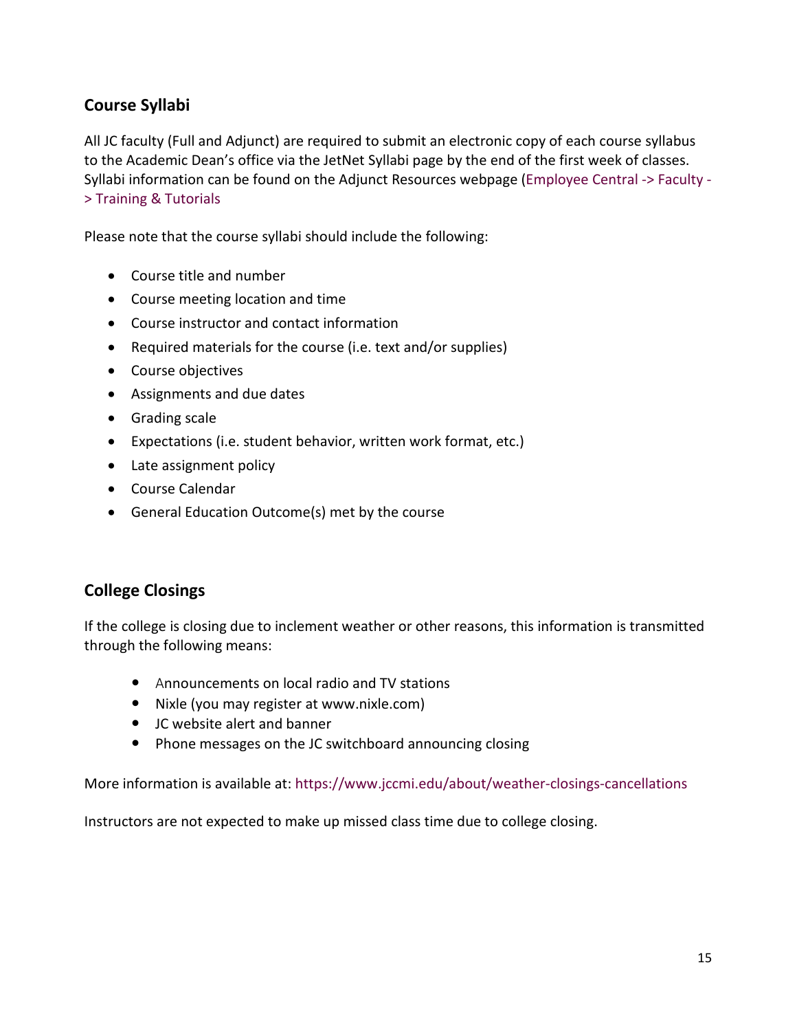## Course Syllabi

All JC faculty (Full and Adjunct) are required to submit an electronic copy of each course syllabus to the Academic Dean's office via the JetNet Syllabi page by the end of the first week of classes. Syllabi information can be found on the Adjunct Resources webpage (Employee Central -> Faculty -> Training & Tutorials

Please note that the course syllabi should include the following:

- Course title and number
- Course meeting location and time
- Course instructor and contact information
- Required materials for the course (i.e. text and/or supplies)
- Course objectives
- Assignments and due dates
- Grading scale
- Expectations (i.e. student behavior, written work format, etc.)
- Late assignment policy
- Course Calendar
- General Education Outcome(s) met by the course

## College Closings

If the college is closing due to inclement weather or other reasons, this information is transmitted through the following means:

- Announcements on local radio and TV stations
- Nixle (you may register at www.nixle.com)
- JC website alert and banner
- Phone messages on the JC switchboard announcing closing

More information is available at: https://www.jccmi.edu/about/weather-closings-cancellations

Instructors are not expected to make up missed class time due to college closing.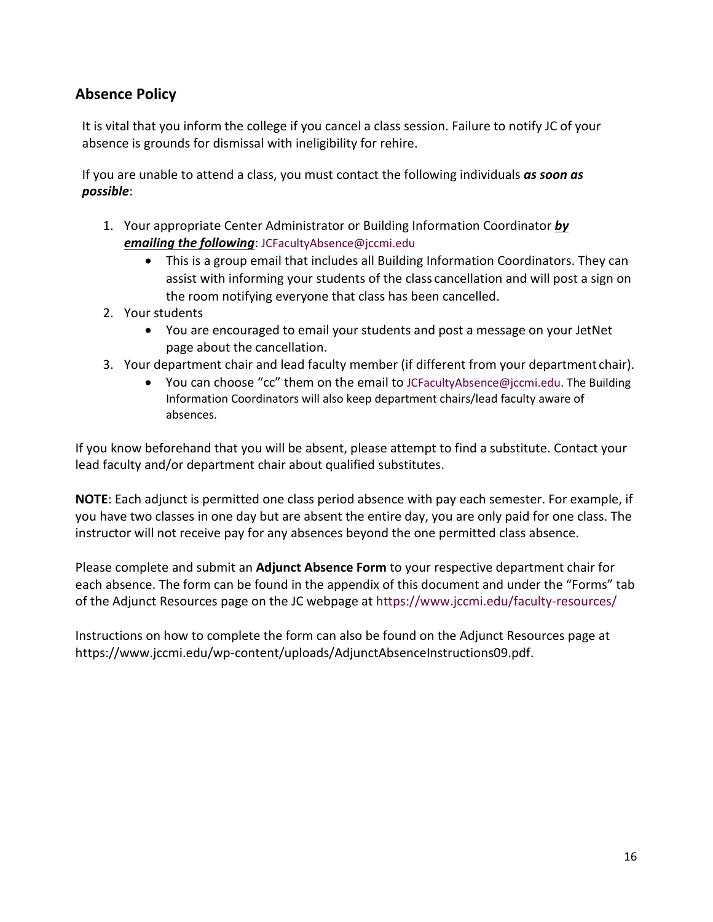## Absence Policy

It is vital that you inform the college if you cancel a class session. Failure to notify JC of your absence is grounds for dismissal with ineligibility for rehire.

If you are unable to attend a class, you must contact the following individuals ***as soon as possible***:

1. Your appropriate Center Administrator or Building Information Coordinator ***by emailing the following***: JCFacultyAbsence@jccmi.edu
   - This is a group email that includes all Building Information Coordinators. They can assist with informing your students of the class cancellation and will post a sign on the room notifying everyone that class has been cancelled.
2. Your students
   - You are encouraged to email your students and post a message on your JetNet page about the cancellation.
3. Your department chair and lead faculty member (if different from your department chair).
   - You can choose "cc" them on the email to JCFacultyAbsence@jccmi.edu. The Building Information Coordinators will also keep department chairs/lead faculty aware of absences.

If you know beforehand that you will be absent, please attempt to find a substitute. Contact your lead faculty and/or department chair about qualified substitutes.

**NOTE**: Each adjunct is permitted one class period absence with pay each semester. For example, if you have two classes in one day but are absent the entire day, you are only paid for one class. The instructor will not receive pay for any absences beyond the one permitted class absence.

Please complete and submit an **Adjunct Absence Form** to your respective department chair for each absence. The form can be found in the appendix of this document and under the "Forms" tab of the Adjunct Resources page on the JC webpage at https://www.jccmi.edu/faculty-resources/

Instructions on how to complete the form can also be found on the Adjunct Resources page at https://www.jccmi.edu/wp-content/uploads/AdjunctAbsenceInstructions09.pdf.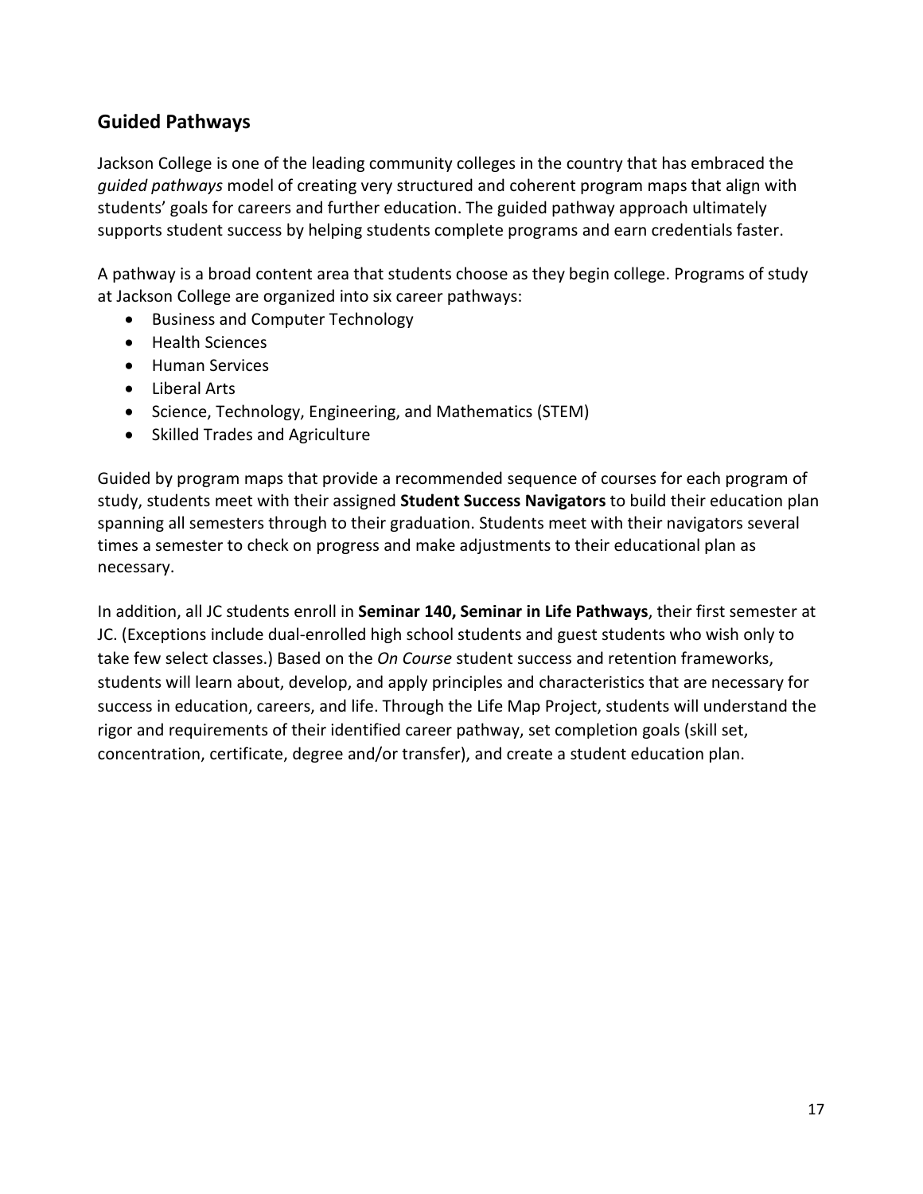## Guided Pathways

Jackson College is one of the leading community colleges in the country that has embraced the *guided pathways* model of creating very structured and coherent program maps that align with students' goals for careers and further education. The guided pathway approach ultimately supports student success by helping students complete programs and earn credentials faster.

A pathway is a broad content area that students choose as they begin college. Programs of study at Jackson College are organized into six career pathways:

- Business and Computer Technology
- Health Sciences
- Human Services
- Liberal Arts
- Science, Technology, Engineering, and Mathematics (STEM)
- Skilled Trades and Agriculture

Guided by program maps that provide a recommended sequence of courses for each program of study, students meet with their assigned **Student Success Navigators** to build their education plan spanning all semesters through to their graduation. Students meet with their navigators several times a semester to check on progress and make adjustments to their educational plan as necessary.

In addition, all JC students enroll in **Seminar 140, Seminar in Life Pathways**, their first semester at JC. (Exceptions include dual-enrolled high school students and guest students who wish only to take few select classes.) Based on the *On Course* student success and retention frameworks, students will learn about, develop, and apply principles and characteristics that are necessary for success in education, careers, and life. Through the Life Map Project, students will understand the rigor and requirements of their identified career pathway, set completion goals (skill set, concentration, certificate, degree and/or transfer), and create a student education plan.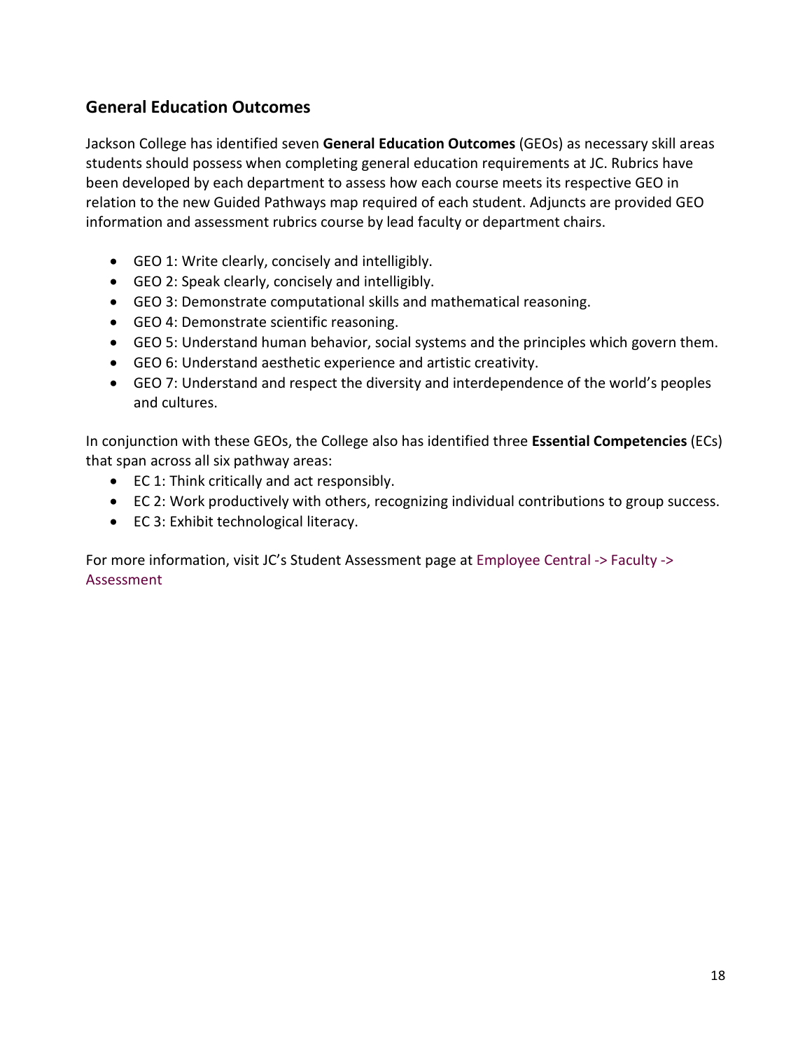## General Education Outcomes

Jackson College has identified seven **General Education Outcomes** (GEOs) as necessary skill areas students should possess when completing general education requirements at JC. Rubrics have been developed by each department to assess how each course meets its respective GEO in relation to the new Guided Pathways map required of each student. Adjuncts are provided GEO information and assessment rubrics course by lead faculty or department chairs.

- GEO 1: Write clearly, concisely and intelligibly.
- GEO 2: Speak clearly, concisely and intelligibly.
- GEO 3: Demonstrate computational skills and mathematical reasoning.
- GEO 4: Demonstrate scientific reasoning.
- GEO 5: Understand human behavior, social systems and the principles which govern them.
- GEO 6: Understand aesthetic experience and artistic creativity.
- GEO 7: Understand and respect the diversity and interdependence of the world's peoples and cultures.

In conjunction with these GEOs, the College also has identified three **Essential Competencies** (ECs) that span across all six pathway areas:

- EC 1: Think critically and act responsibly.
- EC 2: Work productively with others, recognizing individual contributions to group success.
- EC 3: Exhibit technological literacy.

For more information, visit JC's Student Assessment page at Employee Central -> Faculty -> Assessment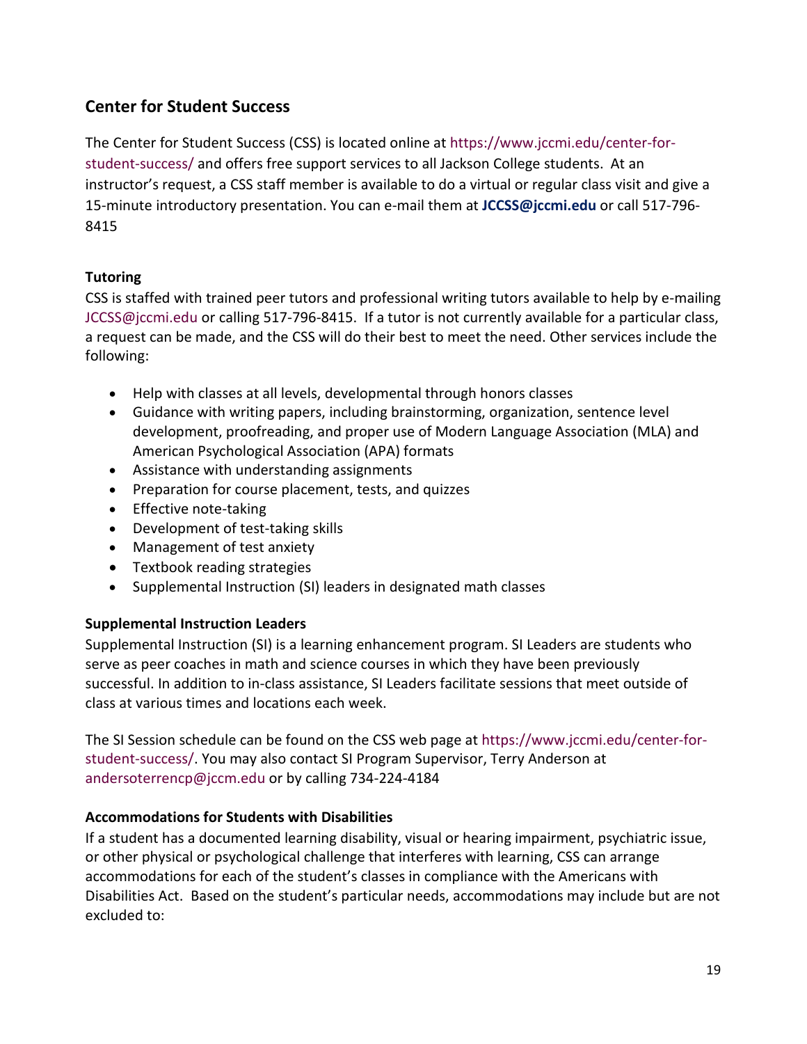## Center for Student Success

The Center for Student Success (CSS) is located online at https://www.jccmi.edu/center-for-student-success/ and offers free support services to all Jackson College students. At an instructor's request, a CSS staff member is available to do a virtual or regular class visit and give a 15-minute introductory presentation. You can e-mail them at **JCCSS@jccmi.edu** or call 517-796-8415

### Tutoring

CSS is staffed with trained peer tutors and professional writing tutors available to help by e-mailing JCCSS@jccmi.edu or calling 517-796-8415. If a tutor is not currently available for a particular class, a request can be made, and the CSS will do their best to meet the need. Other services include the following:

- Help with classes at all levels, developmental through honors classes
- Guidance with writing papers, including brainstorming, organization, sentence level development, proofreading, and proper use of Modern Language Association (MLA) and American Psychological Association (APA) formats
- Assistance with understanding assignments
- Preparation for course placement, tests, and quizzes
- Effective note-taking
- Development of test-taking skills
- Management of test anxiety
- Textbook reading strategies
- Supplemental Instruction (SI) leaders in designated math classes

### Supplemental Instruction Leaders

Supplemental Instruction (SI) is a learning enhancement program. SI Leaders are students who serve as peer coaches in math and science courses in which they have been previously successful. In addition to in-class assistance, SI Leaders facilitate sessions that meet outside of class at various times and locations each week.

The SI Session schedule can be found on the CSS web page at https://www.jccmi.edu/center-for-student-success/. You may also contact SI Program Supervisor, Terry Anderson at andersoterrencp@jccm.edu or by calling 734-224-4184

### Accommodations for Students with Disabilities

If a student has a documented learning disability, visual or hearing impairment, psychiatric issue, or other physical or psychological challenge that interferes with learning, CSS can arrange accommodations for each of the student's classes in compliance with the Americans with Disabilities Act. Based on the student's particular needs, accommodations may include but are not excluded to: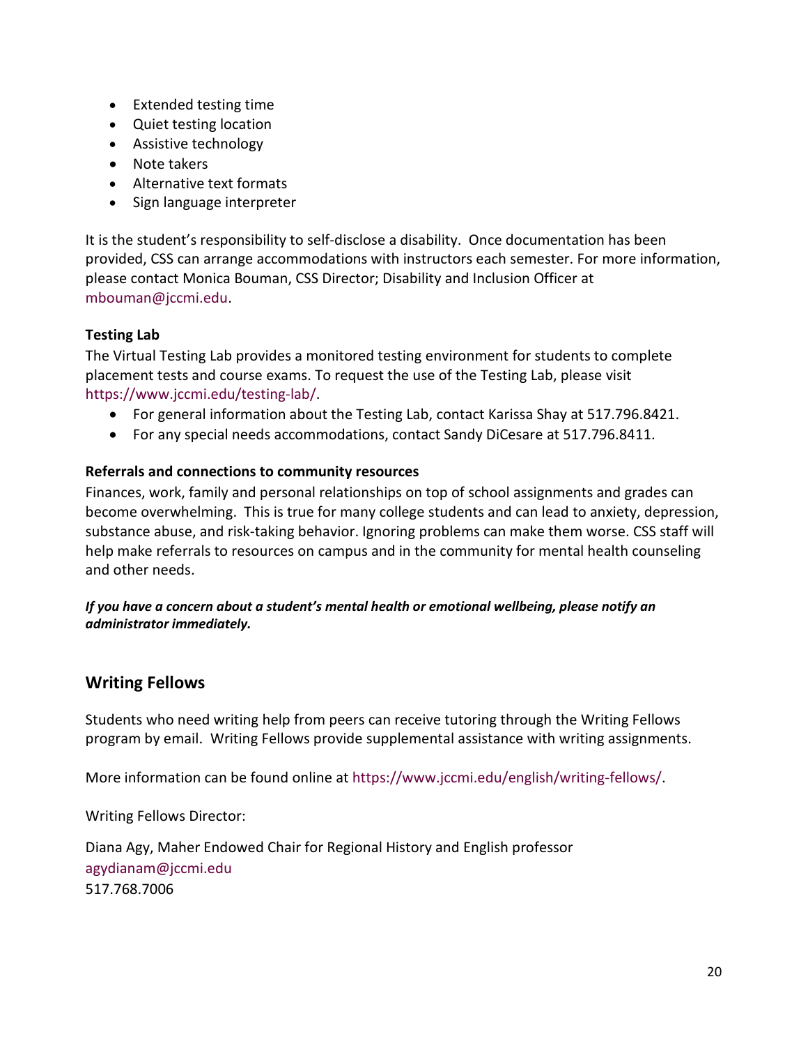- Extended testing time
- Quiet testing location
- Assistive technology
- Note takers
- Alternative text formats
- Sign language interpreter

It is the student's responsibility to self-disclose a disability. Once documentation has been provided, CSS can arrange accommodations with instructors each semester. For more information, please contact Monica Bouman, CSS Director; Disability and Inclusion Officer at mbouman@jccmi.edu.

**Testing Lab**

The Virtual Testing Lab provides a monitored testing environment for students to complete placement tests and course exams. To request the use of the Testing Lab, please visit https://www.jccmi.edu/testing-lab/.

- For general information about the Testing Lab, contact Karissa Shay at 517.796.8421.
- For any special needs accommodations, contact Sandy DiCesare at 517.796.8411.

**Referrals and connections to community resources**

Finances, work, family and personal relationships on top of school assignments and grades can become overwhelming. This is true for many college students and can lead to anxiety, depression, substance abuse, and risk-taking behavior. Ignoring problems can make them worse. CSS staff will help make referrals to resources on campus and in the community for mental health counseling and other needs.

***If you have a concern about a student's mental health or emotional wellbeing, please notify an administrator immediately.***

## Writing Fellows

Students who need writing help from peers can receive tutoring through the Writing Fellows program by email. Writing Fellows provide supplemental assistance with writing assignments.

More information can be found online at https://www.jccmi.edu/english/writing-fellows/.

Writing Fellows Director:

Diana Agy, Maher Endowed Chair for Regional History and English professor
agydianam@jccmi.edu
517.768.7006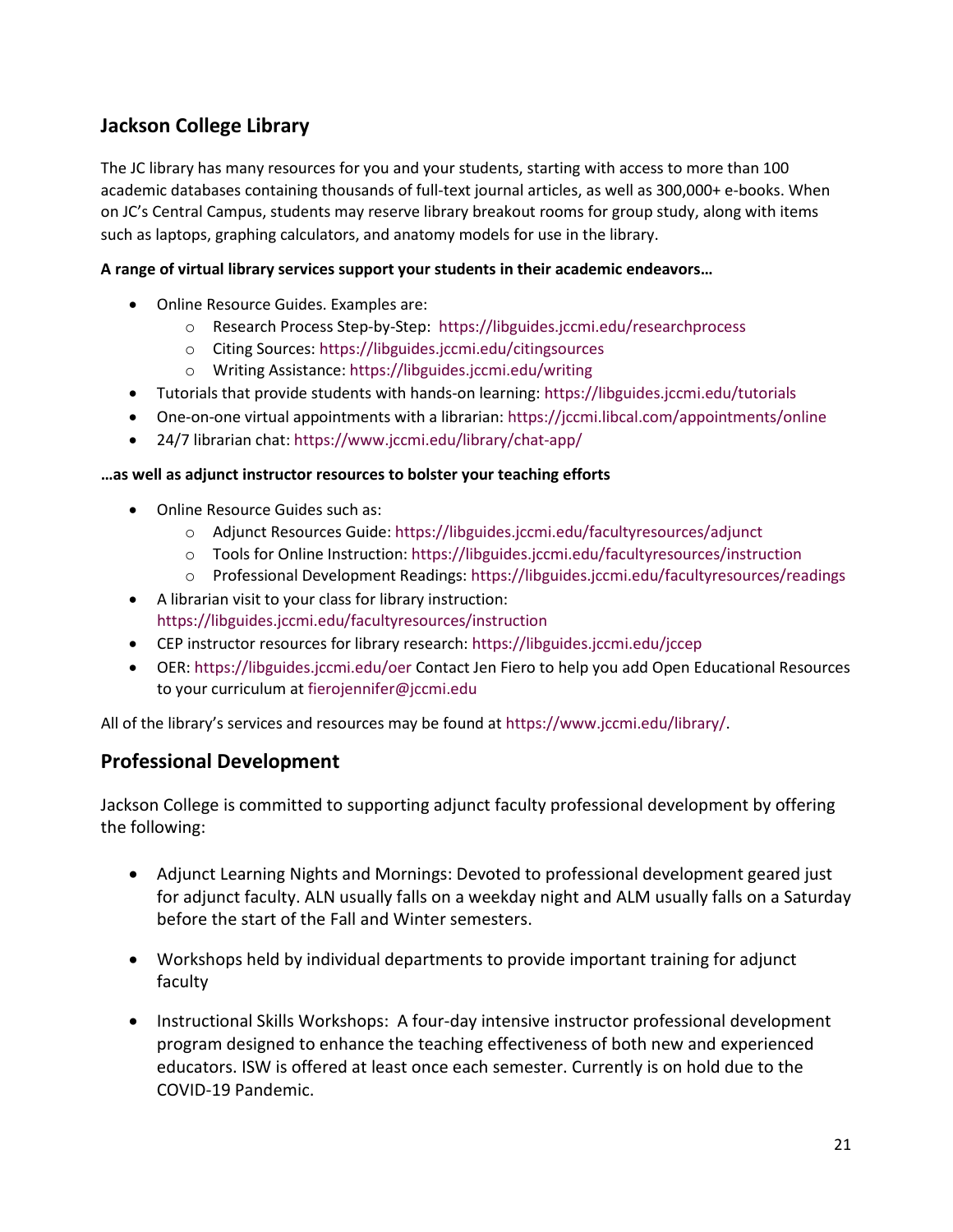## Jackson College Library

The JC library has many resources for you and your students, starting with access to more than 100 academic databases containing thousands of full-text journal articles, as well as 300,000+ e-books. When on JC's Central Campus, students may reserve library breakout rooms for group study, along with items such as laptops, graphing calculators, and anatomy models for use in the library.

**A range of virtual library services support your students in their academic endeavors…**

- Online Resource Guides. Examples are:
  - Research Process Step-by-Step: https://libguides.jccmi.edu/researchprocess
  - Citing Sources: https://libguides.jccmi.edu/citingsources
  - Writing Assistance: https://libguides.jccmi.edu/writing
- Tutorials that provide students with hands-on learning: https://libguides.jccmi.edu/tutorials
- One-on-one virtual appointments with a librarian: https://jccmi.libcal.com/appointments/online
- 24/7 librarian chat: https://www.jccmi.edu/library/chat-app/

**…as well as adjunct instructor resources to bolster your teaching efforts**

- Online Resource Guides such as:
  - Adjunct Resources Guide: https://libguides.jccmi.edu/facultyresources/adjunct
  - Tools for Online Instruction: https://libguides.jccmi.edu/facultyresources/instruction
  - Professional Development Readings: https://libguides.jccmi.edu/facultyresources/readings
- A librarian visit to your class for library instruction: https://libguides.jccmi.edu/facultyresources/instruction
- CEP instructor resources for library research: https://libguides.jccmi.edu/jccep
- OER: https://libguides.jccmi.edu/oer Contact Jen Fiero to help you add Open Educational Resources to your curriculum at fierojennifer@jccmi.edu

All of the library's services and resources may be found at https://www.jccmi.edu/library/.

## Professional Development

Jackson College is committed to supporting adjunct faculty professional development by offering the following:

- Adjunct Learning Nights and Mornings: Devoted to professional development geared just for adjunct faculty. ALN usually falls on a weekday night and ALM usually falls on a Saturday before the start of the Fall and Winter semesters.

- Workshops held by individual departments to provide important training for adjunct faculty

- Instructional Skills Workshops: A four-day intensive instructor professional development program designed to enhance the teaching effectiveness of both new and experienced educators. ISW is offered at least once each semester. Currently is on hold due to the COVID-19 Pandemic.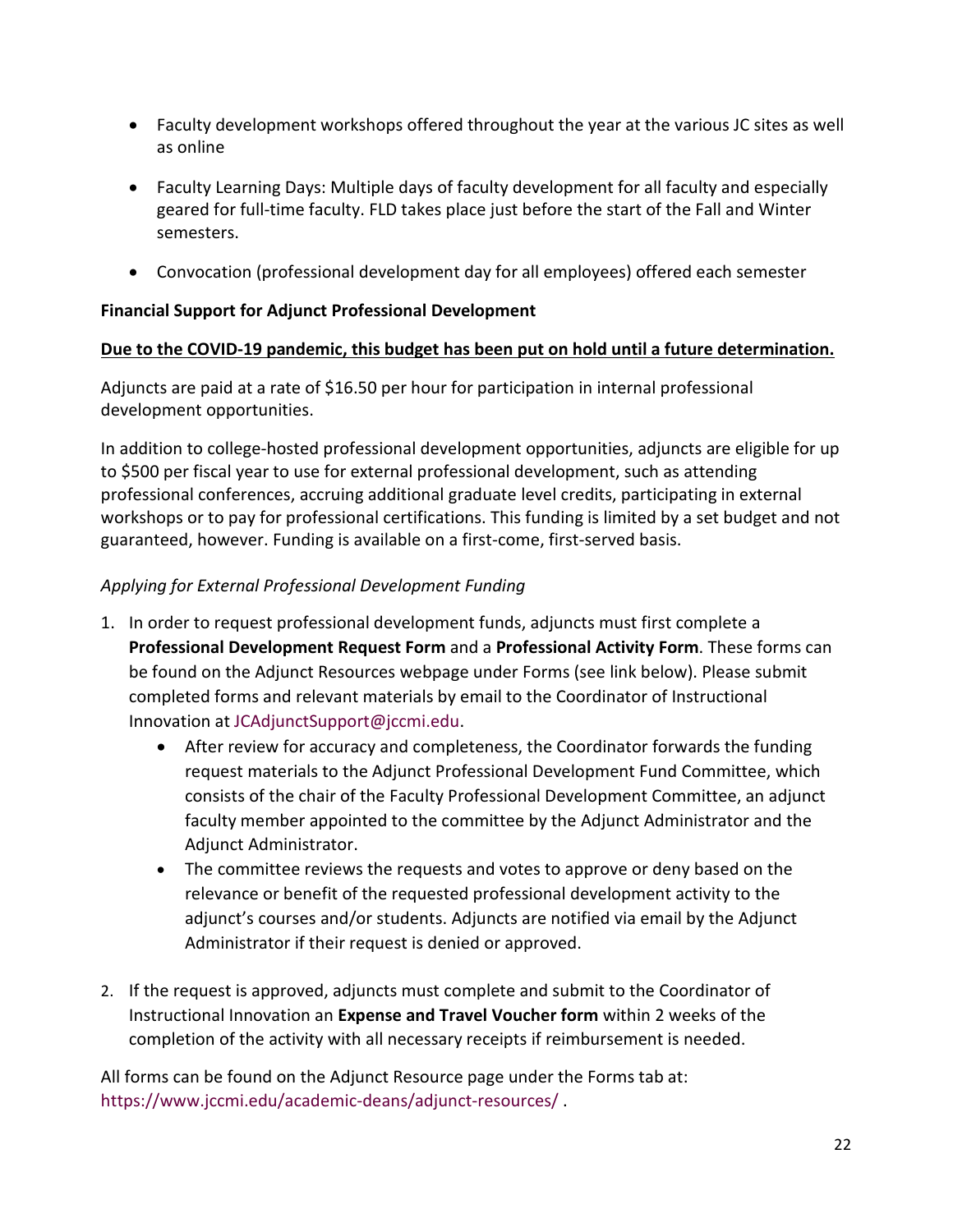- Faculty development workshops offered throughout the year at the various JC sites as well as online
- Faculty Learning Days: Multiple days of faculty development for all faculty and especially geared for full-time faculty. FLD takes place just before the start of the Fall and Winter semesters.
- Convocation (professional development day for all employees) offered each semester

**Financial Support for Adjunct Professional Development**

**Due to the COVID-19 pandemic, this budget has been put on hold until a future determination.**

Adjuncts are paid at a rate of $16.50 per hour for participation in internal professional development opportunities.

In addition to college-hosted professional development opportunities, adjuncts are eligible for up to $500 per fiscal year to use for external professional development, such as attending professional conferences, accruing additional graduate level credits, participating in external workshops or to pay for professional certifications. This funding is limited by a set budget and not guaranteed, however. Funding is available on a first-come, first-served basis.

*Applying for External Professional Development Funding*

1. In order to request professional development funds, adjuncts must first complete a **Professional Development Request Form** and a **Professional Activity Form**. These forms can be found on the Adjunct Resources webpage under Forms (see link below). Please submit completed forms and relevant materials by email to the Coordinator of Instructional Innovation at JCAdjunctSupport@jccmi.edu.
    - After review for accuracy and completeness, the Coordinator forwards the funding request materials to the Adjunct Professional Development Fund Committee, which consists of the chair of the Faculty Professional Development Committee, an adjunct faculty member appointed to the committee by the Adjunct Administrator and the Adjunct Administrator.
    - The committee reviews the requests and votes to approve or deny based on the relevance or benefit of the requested professional development activity to the adjunct's courses and/or students. Adjuncts are notified via email by the Adjunct Administrator if their request is denied or approved.

2. If the request is approved, adjuncts must complete and submit to the Coordinator of Instructional Innovation an **Expense and Travel Voucher form** within 2 weeks of the completion of the activity with all necessary receipts if reimbursement is needed.

All forms can be found on the Adjunct Resource page under the Forms tab at: https://www.jccmi.edu/academic-deans/adjunct-resources/ .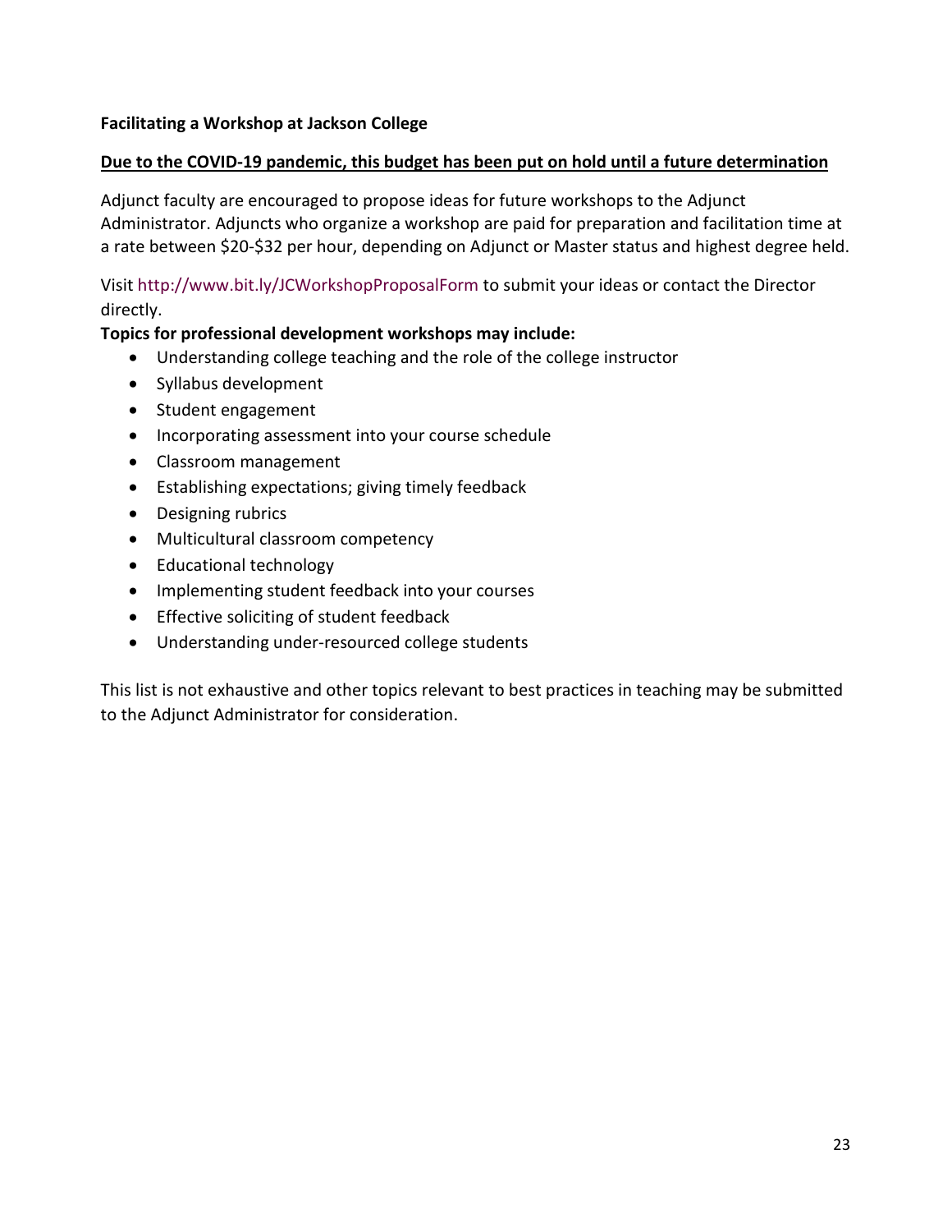**Facilitating a Workshop at Jackson College**

**Due to the COVID-19 pandemic, this budget has been put on hold until a future determination**

Adjunct faculty are encouraged to propose ideas for future workshops to the Adjunct Administrator. Adjuncts who organize a workshop are paid for preparation and facilitation time at a rate between $20-$32 per hour, depending on Adjunct or Master status and highest degree held.

Visit http://www.bit.ly/JCWorkshopProposalForm to submit your ideas or contact the Director directly.

**Topics for professional development workshops may include:**

- Understanding college teaching and the role of the college instructor
- Syllabus development
- Student engagement
- Incorporating assessment into your course schedule
- Classroom management
- Establishing expectations; giving timely feedback
- Designing rubrics
- Multicultural classroom competency
- Educational technology
- Implementing student feedback into your courses
- Effective soliciting of student feedback
- Understanding under-resourced college students

This list is not exhaustive and other topics relevant to best practices in teaching may be submitted to the Adjunct Administrator for consideration.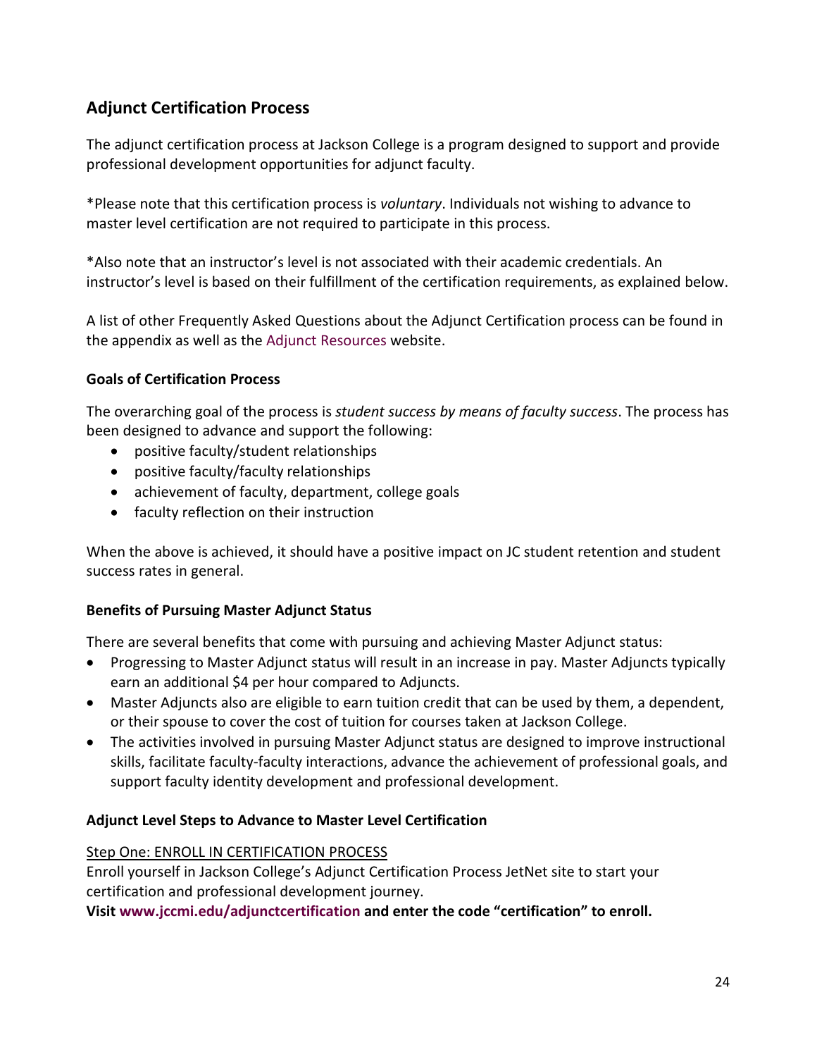## Adjunct Certification Process

The adjunct certification process at Jackson College is a program designed to support and provide professional development opportunities for adjunct faculty.

*Please note that this certification process is *voluntary*. Individuals not wishing to advance to master level certification are not required to participate in this process.

*Also note that an instructor's level is not associated with their academic credentials. An instructor's level is based on their fulfillment of the certification requirements, as explained below.

A list of other Frequently Asked Questions about the Adjunct Certification process can be found in the appendix as well as the Adjunct Resources website.

### Goals of Certification Process

The overarching goal of the process is *student success by means of faculty success*. The process has been designed to advance and support the following:

- positive faculty/student relationships
- positive faculty/faculty relationships
- achievement of faculty, department, college goals
- faculty reflection on their instruction

When the above is achieved, it should have a positive impact on JC student retention and student success rates in general.

### Benefits of Pursuing Master Adjunct Status

There are several benefits that come with pursuing and achieving Master Adjunct status:

- Progressing to Master Adjunct status will result in an increase in pay. Master Adjuncts typically earn an additional $4 per hour compared to Adjuncts.
- Master Adjuncts also are eligible to earn tuition credit that can be used by them, a dependent, or their spouse to cover the cost of tuition for courses taken at Jackson College.
- The activities involved in pursuing Master Adjunct status are designed to improve instructional skills, facilitate faculty-faculty interactions, advance the achievement of professional goals, and support faculty identity development and professional development.

### Adjunct Level Steps to Advance to Master Level Certification

Step One: ENROLL IN CERTIFICATION PROCESS

Enroll yourself in Jackson College's Adjunct Certification Process JetNet site to start your certification and professional development journey.

**Visit www.jccmi.edu/adjunctcertification and enter the code "certification" to enroll.**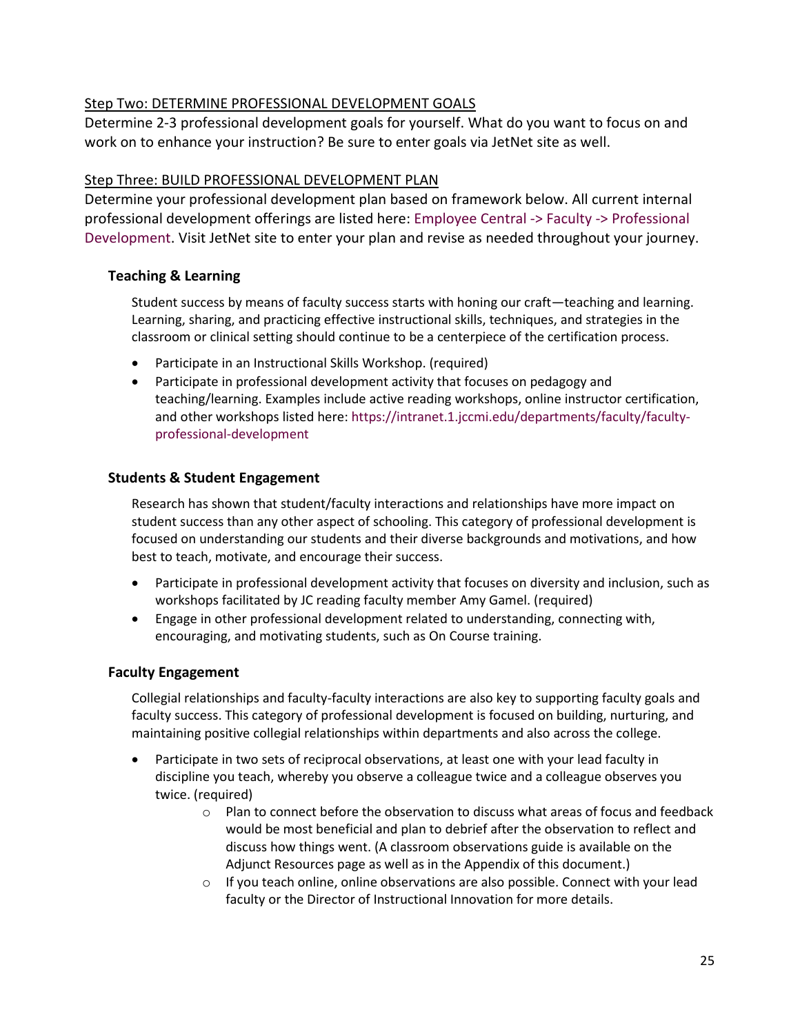Step Two: DETERMINE PROFESSIONAL DEVELOPMENT GOALS

Determine 2-3 professional development goals for yourself. What do you want to focus on and work on to enhance your instruction? Be sure to enter goals via JetNet site as well.

Step Three: BUILD PROFESSIONAL DEVELOPMENT PLAN

Determine your professional development plan based on framework below. All current internal professional development offerings are listed here: Employee Central -> Faculty -> Professional Development. Visit JetNet site to enter your plan and revise as needed throughout your journey.

### Teaching & Learning

Student success by means of faculty success starts with honing our craft—teaching and learning. Learning, sharing, and practicing effective instructional skills, techniques, and strategies in the classroom or clinical setting should continue to be a centerpiece of the certification process.

- Participate in an Instructional Skills Workshop. (required)
- Participate in professional development activity that focuses on pedagogy and teaching/learning. Examples include active reading workshops, online instructor certification, and other workshops listed here: https://intranet.1.jccmi.edu/departments/faculty/faculty-professional-development

### Students & Student Engagement

Research has shown that student/faculty interactions and relationships have more impact on student success than any other aspect of schooling. This category of professional development is focused on understanding our students and their diverse backgrounds and motivations, and how best to teach, motivate, and encourage their success.

- Participate in professional development activity that focuses on diversity and inclusion, such as workshops facilitated by JC reading faculty member Amy Gamel. (required)
- Engage in other professional development related to understanding, connecting with, encouraging, and motivating students, such as On Course training.

### Faculty Engagement

Collegial relationships and faculty-faculty interactions are also key to supporting faculty goals and faculty success. This category of professional development is focused on building, nurturing, and maintaining positive collegial relationships within departments and also across the college.

- Participate in two sets of reciprocal observations, at least one with your lead faculty in discipline you teach, whereby you observe a colleague twice and a colleague observes you twice. (required)
  - Plan to connect before the observation to discuss what areas of focus and feedback would be most beneficial and plan to debrief after the observation to reflect and discuss how things went. (A classroom observations guide is available on the Adjunct Resources page as well as in the Appendix of this document.)
  - If you teach online, online observations are also possible. Connect with your lead faculty or the Director of Instructional Innovation for more details.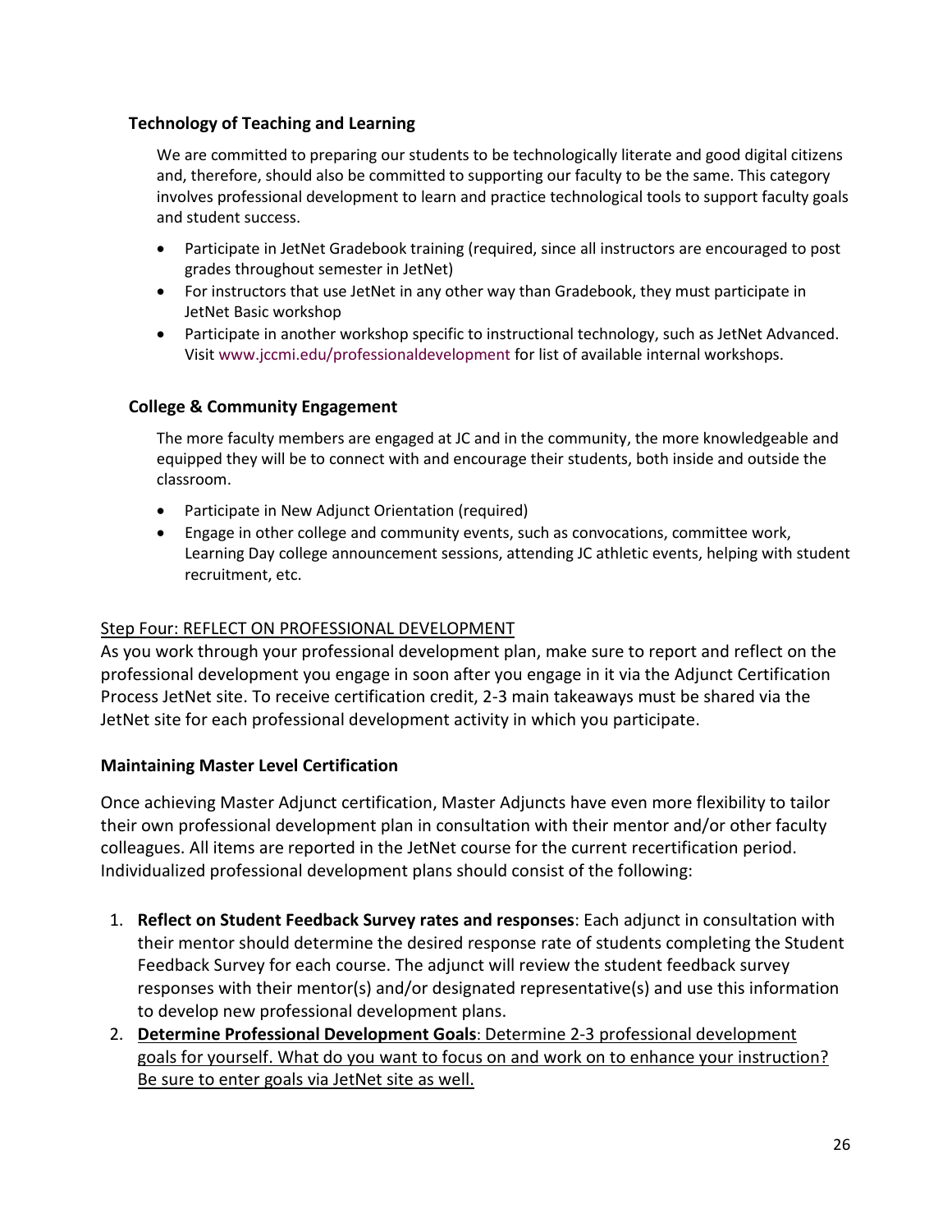### Technology of Teaching and Learning

We are committed to preparing our students to be technologically literate and good digital citizens and, therefore, should also be committed to supporting our faculty to be the same. This category involves professional development to learn and practice technological tools to support faculty goals and student success.

- Participate in JetNet Gradebook training (required, since all instructors are encouraged to post grades throughout semester in JetNet)
- For instructors that use JetNet in any other way than Gradebook, they must participate in JetNet Basic workshop
- Participate in another workshop specific to instructional technology, such as JetNet Advanced. Visit www.jccmi.edu/professionaldevelopment for list of available internal workshops.

### College & Community Engagement

The more faculty members are engaged at JC and in the community, the more knowledgeable and equipped they will be to connect with and encourage their students, both inside and outside the classroom.

- Participate in New Adjunct Orientation (required)
- Engage in other college and community events, such as convocations, committee work, Learning Day college announcement sessions, attending JC athletic events, helping with student recruitment, etc.

<u>Step Four: REFLECT ON PROFESSIONAL DEVELOPMENT</u>

As you work through your professional development plan, make sure to report and reflect on the professional development you engage in soon after you engage in it via the Adjunct Certification Process JetNet site. To receive certification credit, 2-3 main takeaways must be shared via the JetNet site for each professional development activity in which you participate.

### Maintaining Master Level Certification

Once achieving Master Adjunct certification, Master Adjuncts have even more flexibility to tailor their own professional development plan in consultation with their mentor and/or other faculty colleagues. All items are reported in the JetNet course for the current recertification period. Individualized professional development plans should consist of the following:

1. **Reflect on Student Feedback Survey rates and responses**: Each adjunct in consultation with their mentor should determine the desired response rate of students completing the Student Feedback Survey for each course. The adjunct will review the student feedback survey responses with their mentor(s) and/or designated representative(s) and use this information to develop new professional development plans.
2. <u>**Determine Professional Development Goals**: Determine 2-3 professional development goals for yourself. What do you want to focus on and work on to enhance your instruction? Be sure to enter goals via JetNet site as well.</u>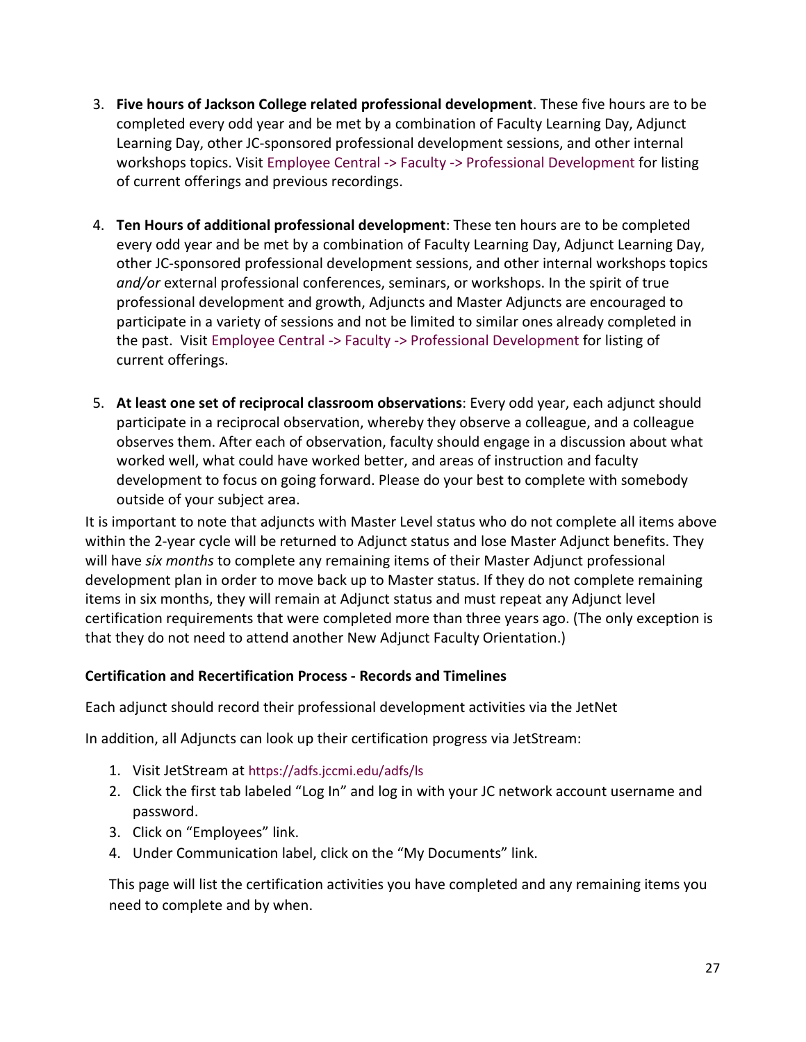3. **Five hours of Jackson College related professional development**. These five hours are to be completed every odd year and be met by a combination of Faculty Learning Day, Adjunct Learning Day, other JC-sponsored professional development sessions, and other internal workshops topics. Visit Employee Central -> Faculty -> Professional Development for listing of current offerings and previous recordings.

4. **Ten Hours of additional professional development**: These ten hours are to be completed every odd year and be met by a combination of Faculty Learning Day, Adjunct Learning Day, other JC-sponsored professional development sessions, and other internal workshops topics *and/or* external professional conferences, seminars, or workshops. In the spirit of true professional development and growth, Adjuncts and Master Adjuncts are encouraged to participate in a variety of sessions and not be limited to similar ones already completed in the past. Visit Employee Central -> Faculty -> Professional Development for listing of current offerings.

5. **At least one set of reciprocal classroom observations**: Every odd year, each adjunct should participate in a reciprocal observation, whereby they observe a colleague, and a colleague observes them. After each of observation, faculty should engage in a discussion about what worked well, what could have worked better, and areas of instruction and faculty development to focus on going forward. Please do your best to complete with somebody outside of your subject area.

It is important to note that adjuncts with Master Level status who do not complete all items above within the 2-year cycle will be returned to Adjunct status and lose Master Adjunct benefits. They will have *six months* to complete any remaining items of their Master Adjunct professional development plan in order to move back up to Master status. If they do not complete remaining items in six months, they will remain at Adjunct status and must repeat any Adjunct level certification requirements that were completed more than three years ago. (The only exception is that they do not need to attend another New Adjunct Faculty Orientation.)

**Certification and Recertification Process - Records and Timelines**

Each adjunct should record their professional development activities via the JetNet

In addition, all Adjuncts can look up their certification progress via JetStream:

1. Visit JetStream at https://adfs.jccmi.edu/adfs/ls
2. Click the first tab labeled "Log In" and log in with your JC network account username and password.
3. Click on "Employees" link.
4. Under Communication label, click on the "My Documents" link.

This page will list the certification activities you have completed and any remaining items you need to complete and by when.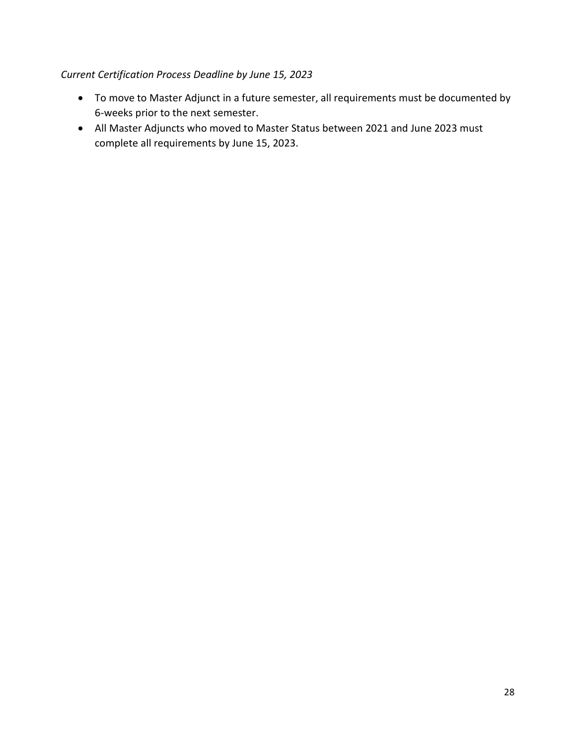*Current Certification Process Deadline by June 15, 2023*

- To move to Master Adjunct in a future semester, all requirements must be documented by 6-weeks prior to the next semester.
- All Master Adjuncts who moved to Master Status between 2021 and June 2023 must complete all requirements by June 15, 2023.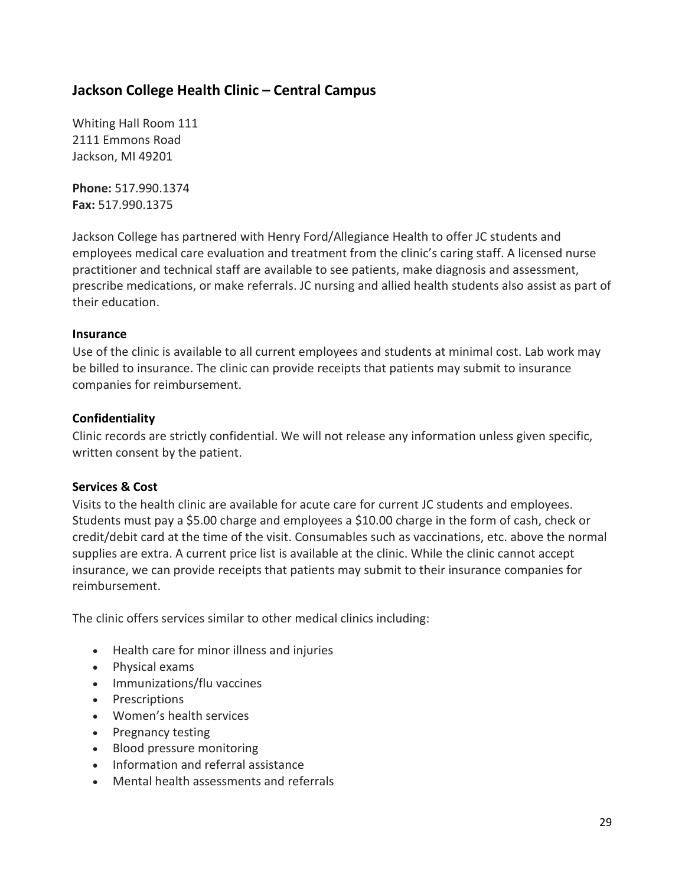## Jackson College Health Clinic – Central Campus

Whiting Hall Room 111
2111 Emmons Road
Jackson, MI 49201

**Phone:** 517.990.1374
**Fax:** 517.990.1375

Jackson College has partnered with Henry Ford/Allegiance Health to offer JC students and employees medical care evaluation and treatment from the clinic's caring staff. A licensed nurse practitioner and technical staff are available to see patients, make diagnosis and assessment, prescribe medications, or make referrals. JC nursing and allied health students also assist as part of their education.

### Insurance

Use of the clinic is available to all current employees and students at minimal cost. Lab work may be billed to insurance. The clinic can provide receipts that patients may submit to insurance companies for reimbursement.

### Confidentiality

Clinic records are strictly confidential. We will not release any information unless given specific, written consent by the patient.

### Services & Cost

Visits to the health clinic are available for acute care for current JC students and employees. Students must pay a $5.00 charge and employees a $10.00 charge in the form of cash, check or credit/debit card at the time of the visit. Consumables such as vaccinations, etc. above the normal supplies are extra. A current price list is available at the clinic. While the clinic cannot accept insurance, we can provide receipts that patients may submit to their insurance companies for reimbursement.

The clinic offers services similar to other medical clinics including:

- Health care for minor illness and injuries
- Physical exams
- Immunizations/flu vaccines
- Prescriptions
- Women's health services
- Pregnancy testing
- Blood pressure monitoring
- Information and referral assistance
- Mental health assessments and referrals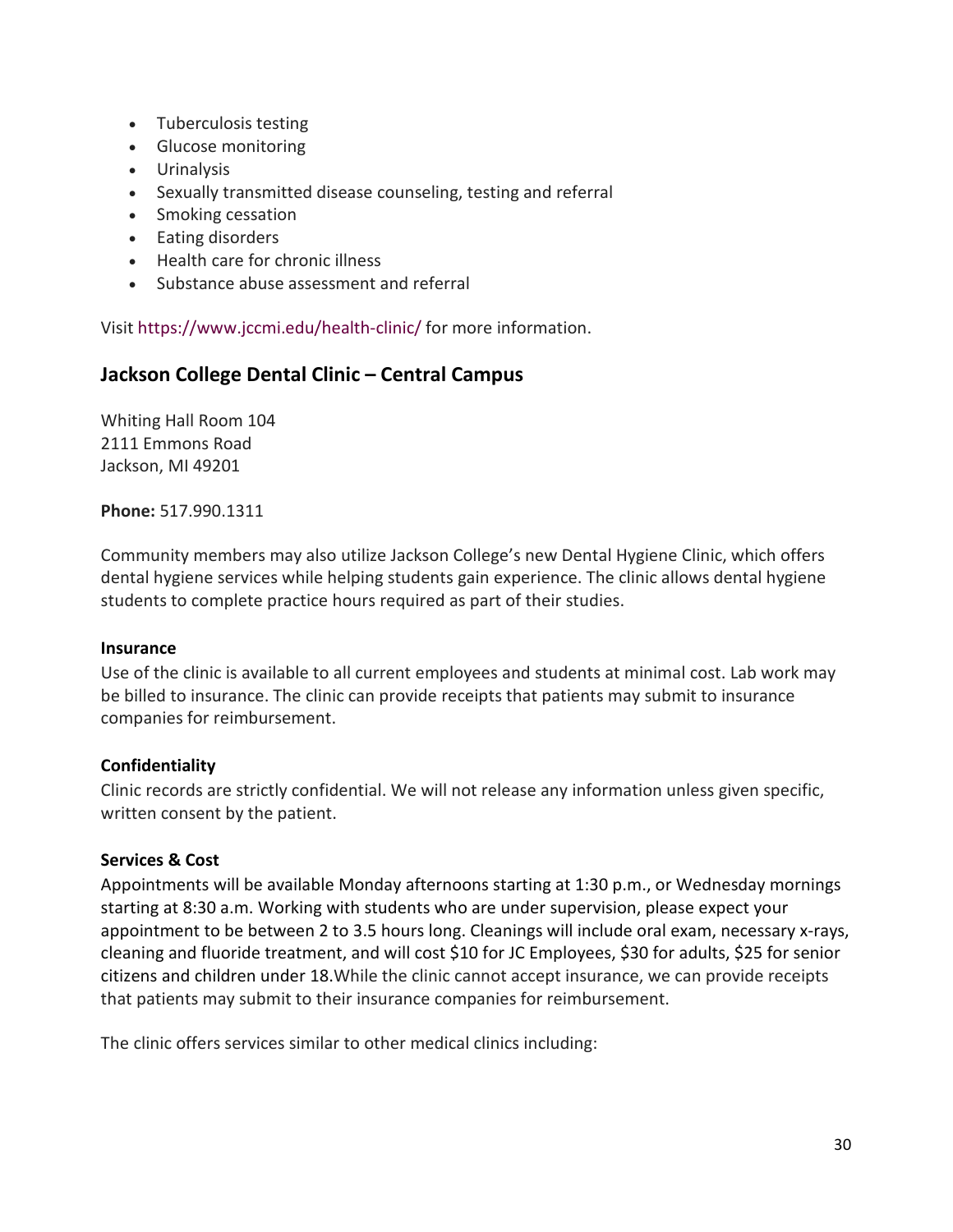- Tuberculosis testing
- Glucose monitoring
- Urinalysis
- Sexually transmitted disease counseling, testing and referral
- Smoking cessation
- Eating disorders
- Health care for chronic illness
- Substance abuse assessment and referral

Visit https://www.jccmi.edu/health-clinic/ for more information.

## Jackson College Dental Clinic – Central Campus

Whiting Hall Room 104
2111 Emmons Road
Jackson, MI 49201

**Phone:** 517.990.1311

Community members may also utilize Jackson College's new Dental Hygiene Clinic, which offers dental hygiene services while helping students gain experience. The clinic allows dental hygiene students to complete practice hours required as part of their studies.

**Insurance**

Use of the clinic is available to all current employees and students at minimal cost. Lab work may be billed to insurance. The clinic can provide receipts that patients may submit to insurance companies for reimbursement.

**Confidentiality**

Clinic records are strictly confidential. We will not release any information unless given specific, written consent by the patient.

**Services & Cost**

Appointments will be available Monday afternoons starting at 1:30 p.m., or Wednesday mornings starting at 8:30 a.m. Working with students who are under supervision, please expect your appointment to be between 2 to 3.5 hours long. Cleanings will include oral exam, necessary x-rays, cleaning and fluoride treatment, and will cost $10 for JC Employees, $30 for adults, $25 for senior citizens and children under 18.While the clinic cannot accept insurance, we can provide receipts that patients may submit to their insurance companies for reimbursement.

The clinic offers services similar to other medical clinics including: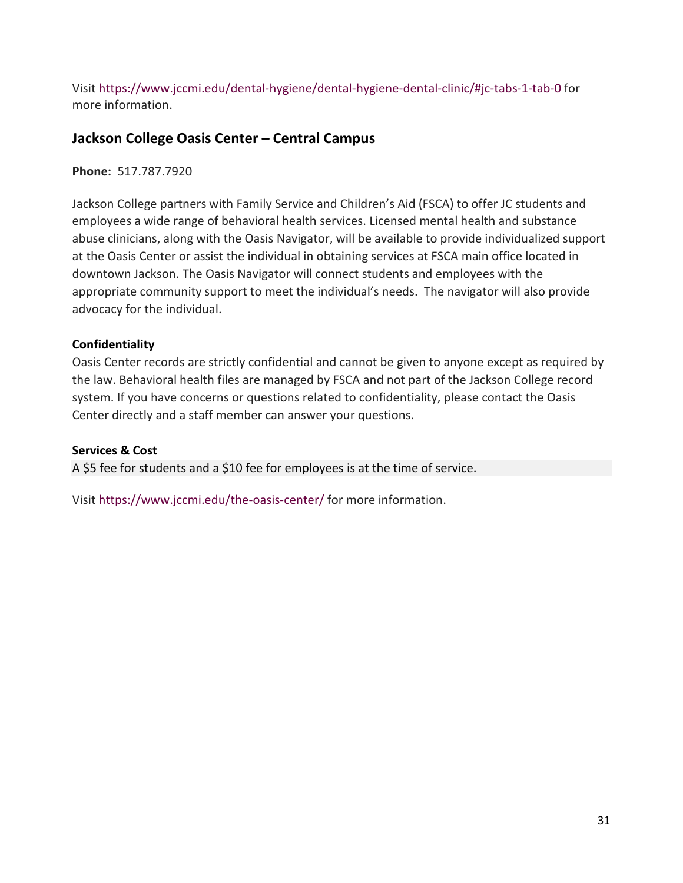Visit https://www.jccmi.edu/dental-hygiene/dental-hygiene-dental-clinic/#jc-tabs-1-tab-0 for more information.

## Jackson College Oasis Center – Central Campus

**Phone:** 517.787.7920

Jackson College partners with Family Service and Children's Aid (FSCA) to offer JC students and employees a wide range of behavioral health services. Licensed mental health and substance abuse clinicians, along with the Oasis Navigator, will be available to provide individualized support at the Oasis Center or assist the individual in obtaining services at FSCA main office located in downtown Jackson. The Oasis Navigator will connect students and employees with the appropriate community support to meet the individual's needs. The navigator will also provide advocacy for the individual.

**Confidentiality**

Oasis Center records are strictly confidential and cannot be given to anyone except as required by the law. Behavioral health files are managed by FSCA and not part of the Jackson College record system. If you have concerns or questions related to confidentiality, please contact the Oasis Center directly and a staff member can answer your questions.

**Services & Cost**

A $5 fee for students and a $10 fee for employees is at the time of service.

Visit https://www.jccmi.edu/the-oasis-center/ for more information.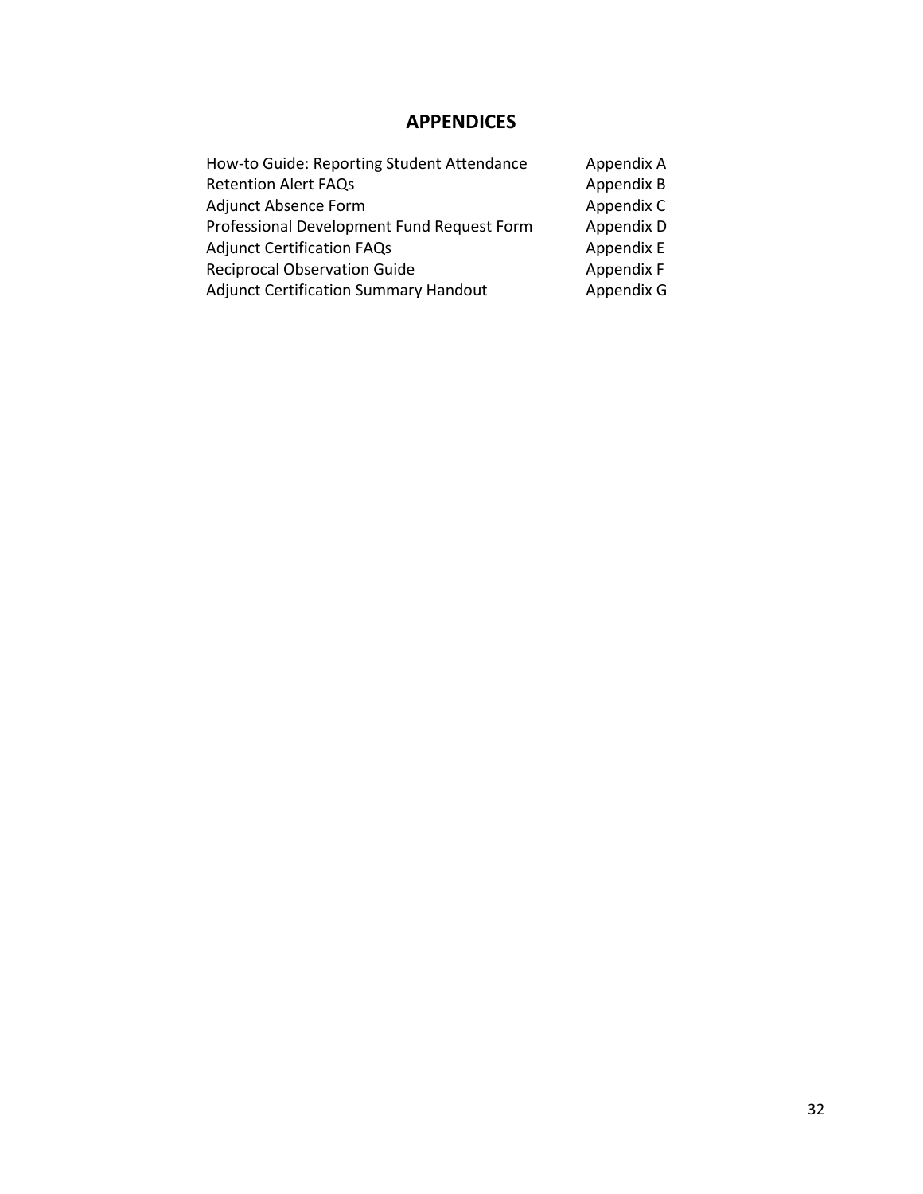# APPENDICES

| | |
|---|---|
| How-to Guide: Reporting Student Attendance | Appendix A |
| Retention Alert FAQs | Appendix B |
| Adjunct Absence Form | Appendix C |
| Professional Development Fund Request Form | Appendix D |
| Adjunct Certification FAQs | Appendix E |
| Reciprocal Observation Guide | Appendix F |
| Adjunct Certification Summary Handout | Appendix G |